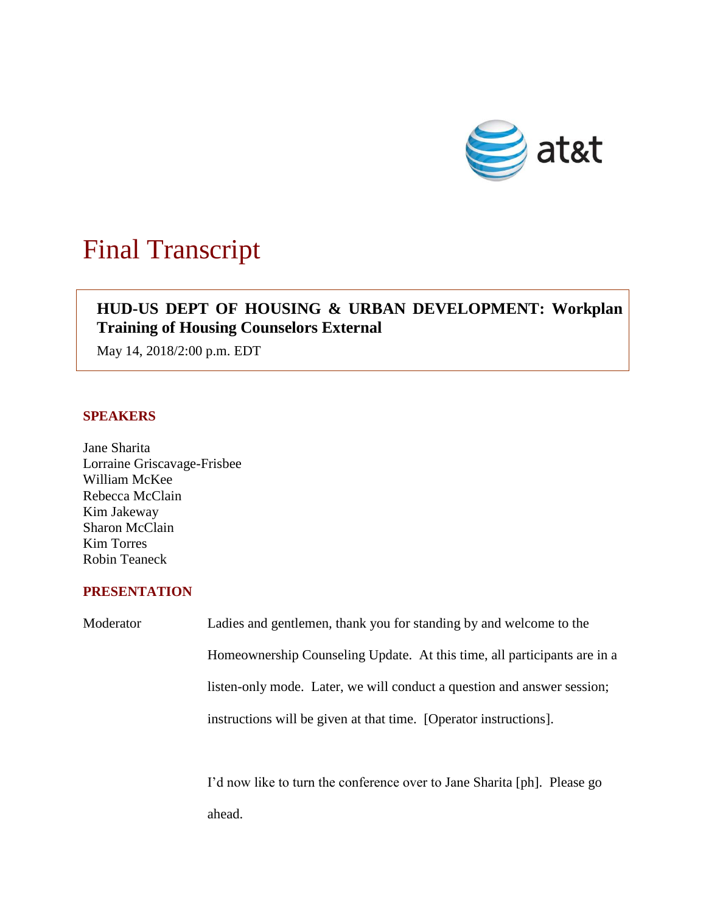# Final Transcript

**HUD-US DEPT OF HOUSING & URBAN DEVELOPMENT: Workplan Training of Housing Counselors External**

May 14, 2018/2:00 p.m. EDT

## SPEAKERS

Jane Sharita
Lorraine Griscavage-Frisbee
William McKee
Rebecca McClain
Kim Jakeway
Sharon McClain
Kim Torres
Robin Teaneck

## PRESENTATION

Moderator Ladies and gentlemen, thank you for standing by and welcome to the Homeownership Counseling Update. At this time, all participants are in a listen-only mode. Later, we will conduct a question and answer session; instructions will be given at that time. [Operator instructions].

I'd now like to turn the conference over to Jane Sharita [ph]. Please go ahead.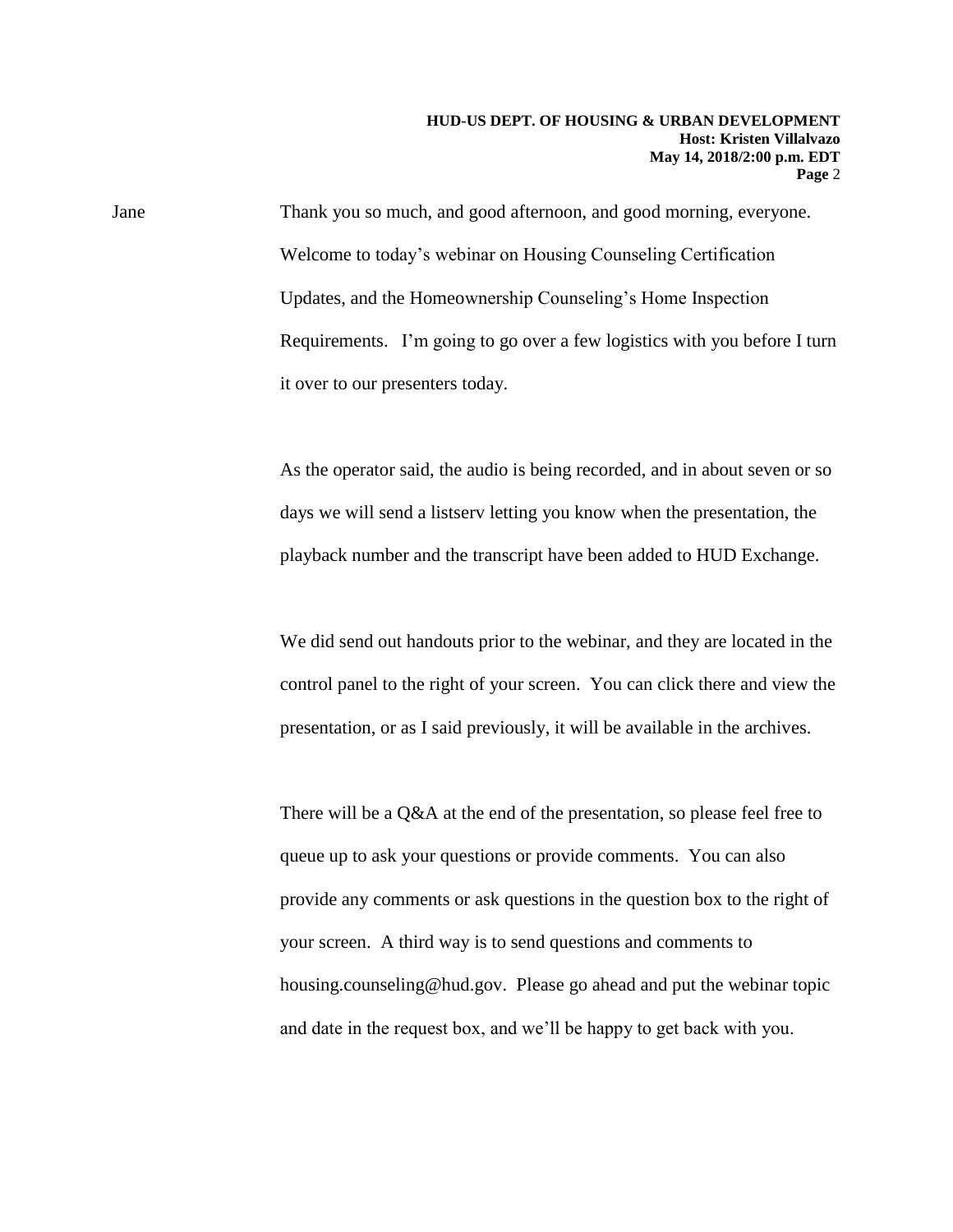Jane Thank you so much, and good afternoon, and good morning, everyone. Welcome to today's webinar on Housing Counseling Certification Updates, and the Homeownership Counseling's Home Inspection Requirements. I'm going to go over a few logistics with you before I turn it over to our presenters today.

As the operator said, the audio is being recorded, and in about seven or so days we will send a listserv letting you know when the presentation, the playback number and the transcript have been added to HUD Exchange.

We did send out handouts prior to the webinar, and they are located in the control panel to the right of your screen. You can click there and view the presentation, or as I said previously, it will be available in the archives.

There will be a Q&A at the end of the presentation, so please feel free to queue up to ask your questions or provide comments. You can also provide any comments or ask questions in the question box to the right of your screen. A third way is to send questions and comments to housing.counseling@hud.gov. Please go ahead and put the webinar topic and date in the request box, and we'll be happy to get back with you.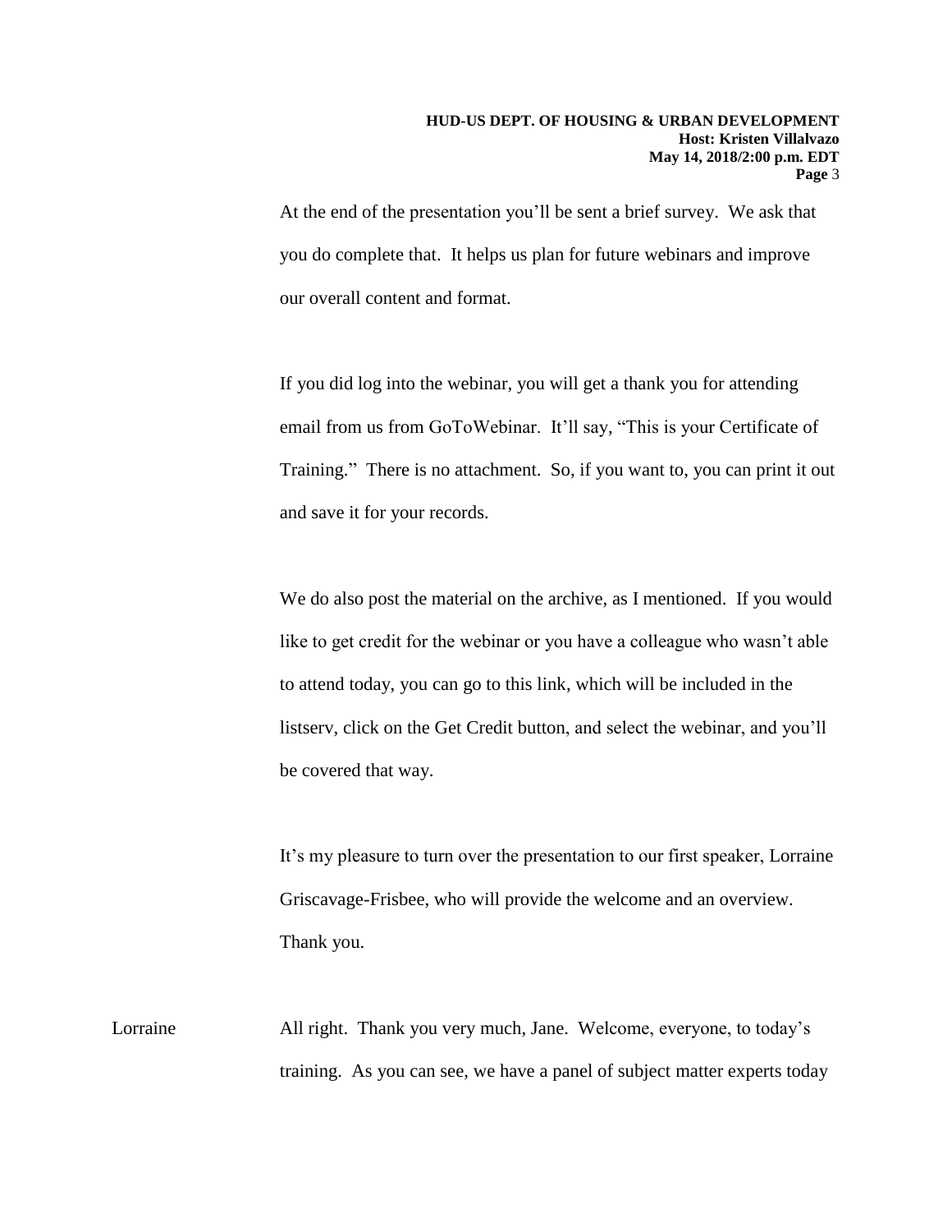At the end of the presentation you'll be sent a brief survey. We ask that you do complete that. It helps us plan for future webinars and improve our overall content and format.

If you did log into the webinar, you will get a thank you for attending email from us from GoToWebinar. It'll say, "This is your Certificate of Training." There is no attachment. So, if you want to, you can print it out and save it for your records.

We do also post the material on the archive, as I mentioned. If you would like to get credit for the webinar or you have a colleague who wasn't able to attend today, you can go to this link, which will be included in the listserv, click on the Get Credit button, and select the webinar, and you'll be covered that way.

It's my pleasure to turn over the presentation to our first speaker, Lorraine Griscavage-Frisbee, who will provide the welcome and an overview. Thank you.

Lorraine All right. Thank you very much, Jane. Welcome, everyone, to today's training. As you can see, we have a panel of subject matter experts today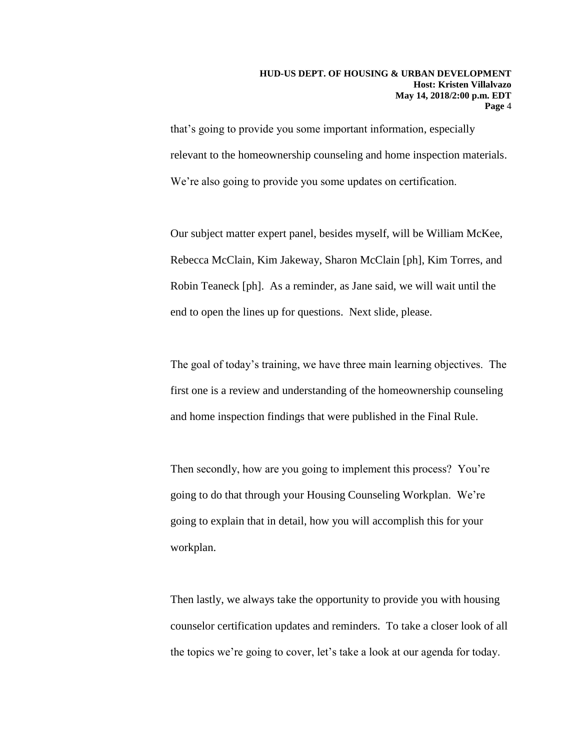that's going to provide you some important information, especially relevant to the homeownership counseling and home inspection materials. We're also going to provide you some updates on certification.

Our subject matter expert panel, besides myself, will be William McKee, Rebecca McClain, Kim Jakeway, Sharon McClain [ph], Kim Torres, and Robin Teaneck [ph]. As a reminder, as Jane said, we will wait until the end to open the lines up for questions. Next slide, please.

The goal of today's training, we have three main learning objectives. The first one is a review and understanding of the homeownership counseling and home inspection findings that were published in the Final Rule.

Then secondly, how are you going to implement this process? You're going to do that through your Housing Counseling Workplan. We're going to explain that in detail, how you will accomplish this for your workplan.

Then lastly, we always take the opportunity to provide you with housing counselor certification updates and reminders. To take a closer look of all the topics we're going to cover, let's take a look at our agenda for today.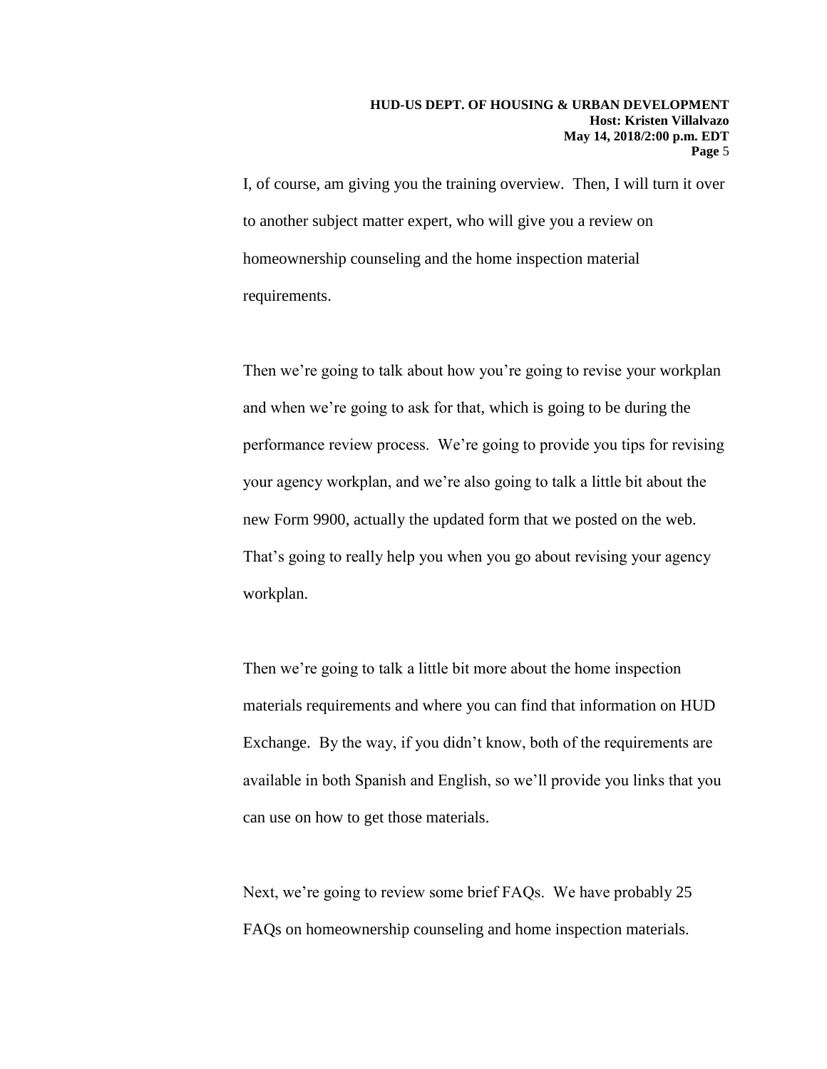I, of course, am giving you the training overview. Then, I will turn it over to another subject matter expert, who will give you a review on homeownership counseling and the home inspection material requirements.

Then we're going to talk about how you're going to revise your workplan and when we're going to ask for that, which is going to be during the performance review process. We're going to provide you tips for revising your agency workplan, and we're also going to talk a little bit about the new Form 9900, actually the updated form that we posted on the web. That's going to really help you when you go about revising your agency workplan.

Then we're going to talk a little bit more about the home inspection materials requirements and where you can find that information on HUD Exchange. By the way, if you didn't know, both of the requirements are available in both Spanish and English, so we'll provide you links that you can use on how to get those materials.

Next, we're going to review some brief FAQs. We have probably 25 FAQs on homeownership counseling and home inspection materials.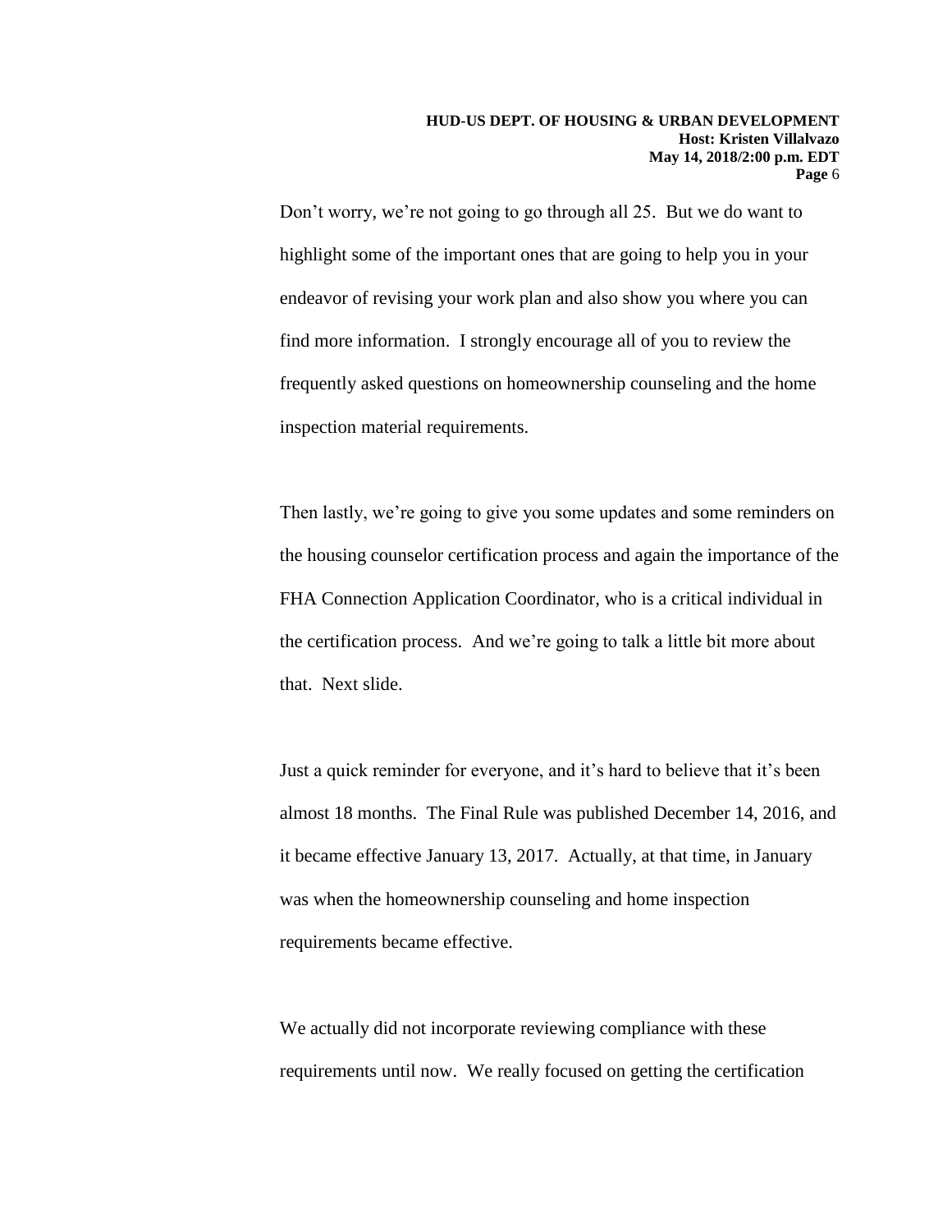Don't worry, we're not going to go through all 25. But we do want to highlight some of the important ones that are going to help you in your endeavor of revising your work plan and also show you where you can find more information. I strongly encourage all of you to review the frequently asked questions on homeownership counseling and the home inspection material requirements.

Then lastly, we're going to give you some updates and some reminders on the housing counselor certification process and again the importance of the FHA Connection Application Coordinator, who is a critical individual in the certification process. And we're going to talk a little bit more about that. Next slide.

Just a quick reminder for everyone, and it's hard to believe that it's been almost 18 months. The Final Rule was published December 14, 2016, and it became effective January 13, 2017. Actually, at that time, in January was when the homeownership counseling and home inspection requirements became effective.

We actually did not incorporate reviewing compliance with these requirements until now. We really focused on getting the certification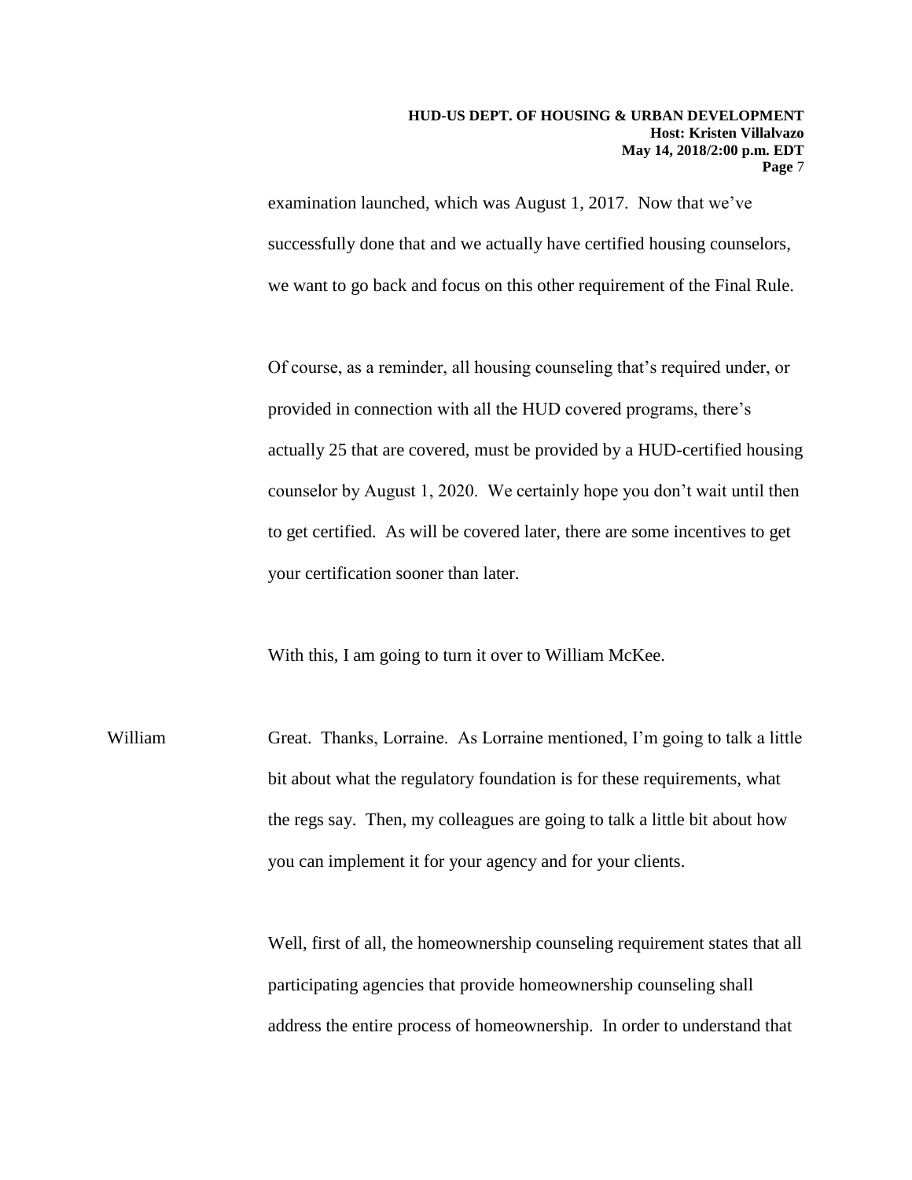examination launched, which was August 1, 2017. Now that we've successfully done that and we actually have certified housing counselors, we want to go back and focus on this other requirement of the Final Rule.

Of course, as a reminder, all housing counseling that's required under, or provided in connection with all the HUD covered programs, there's actually 25 that are covered, must be provided by a HUD-certified housing counselor by August 1, 2020. We certainly hope you don't wait until then to get certified. As will be covered later, there are some incentives to get your certification sooner than later.

With this, I am going to turn it over to William McKee.

William: Great. Thanks, Lorraine. As Lorraine mentioned, I'm going to talk a little bit about what the regulatory foundation is for these requirements, what the regs say. Then, my colleagues are going to talk a little bit about how you can implement it for your agency and for your clients.

Well, first of all, the homeownership counseling requirement states that all participating agencies that provide homeownership counseling shall address the entire process of homeownership. In order to understand that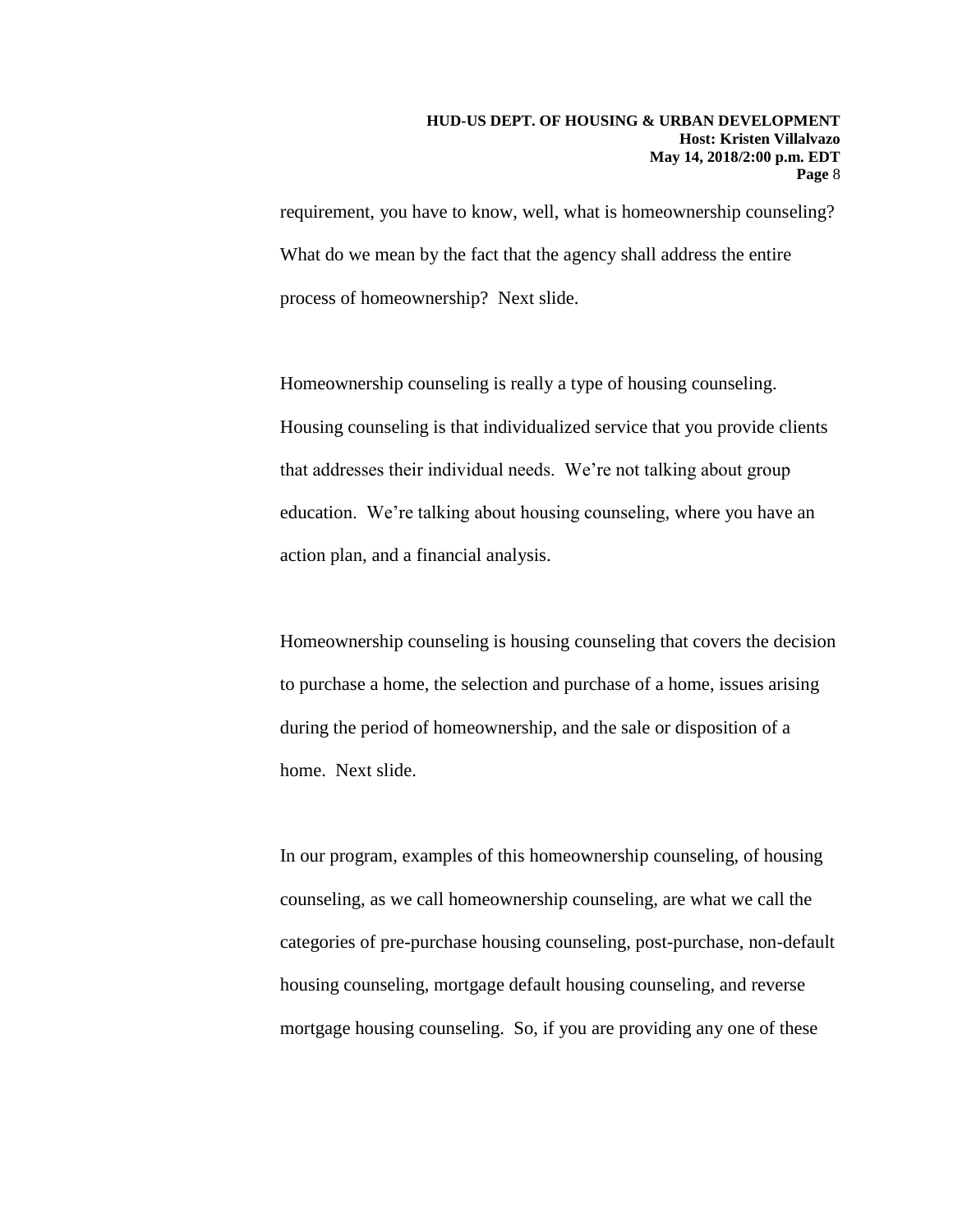requirement, you have to know, well, what is homeownership counseling? What do we mean by the fact that the agency shall address the entire process of homeownership? Next slide.

Homeownership counseling is really a type of housing counseling. Housing counseling is that individualized service that you provide clients that addresses their individual needs. We're not talking about group education. We're talking about housing counseling, where you have an action plan, and a financial analysis.

Homeownership counseling is housing counseling that covers the decision to purchase a home, the selection and purchase of a home, issues arising during the period of homeownership, and the sale or disposition of a home. Next slide.

In our program, examples of this homeownership counseling, of housing counseling, as we call homeownership counseling, are what we call the categories of pre-purchase housing counseling, post-purchase, non-default housing counseling, mortgage default housing counseling, and reverse mortgage housing counseling. So, if you are providing any one of these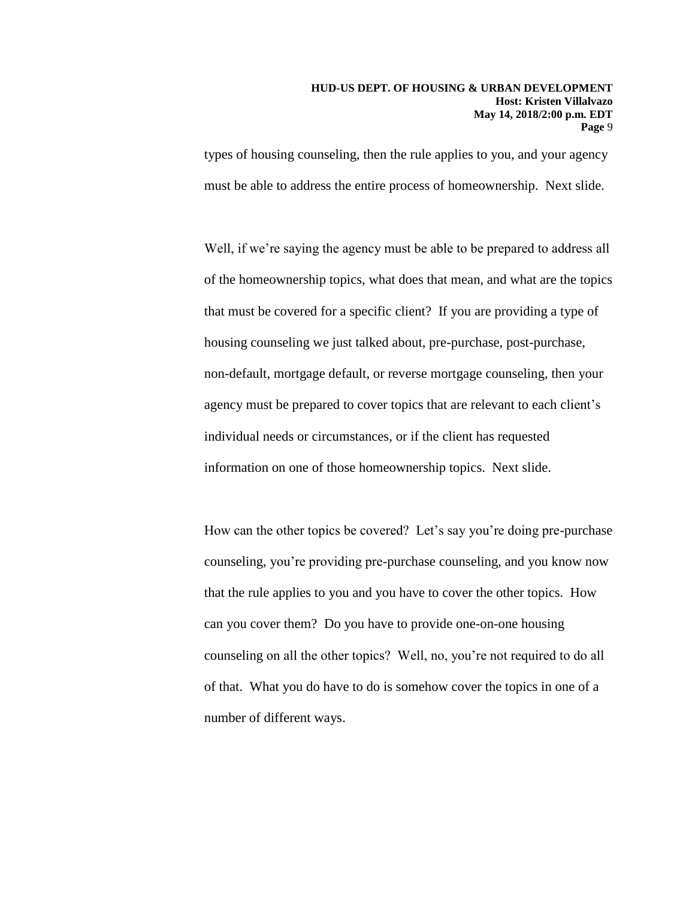types of housing counseling, then the rule applies to you, and your agency must be able to address the entire process of homeownership. Next slide.

Well, if we're saying the agency must be able to be prepared to address all of the homeownership topics, what does that mean, and what are the topics that must be covered for a specific client? If you are providing a type of housing counseling we just talked about, pre-purchase, post-purchase, non-default, mortgage default, or reverse mortgage counseling, then your agency must be prepared to cover topics that are relevant to each client's individual needs or circumstances, or if the client has requested information on one of those homeownership topics. Next slide.

How can the other topics be covered? Let's say you're doing pre-purchase counseling, you're providing pre-purchase counseling, and you know now that the rule applies to you and you have to cover the other topics. How can you cover them? Do you have to provide one-on-one housing counseling on all the other topics? Well, no, you're not required to do all of that. What you do have to do is somehow cover the topics in one of a number of different ways.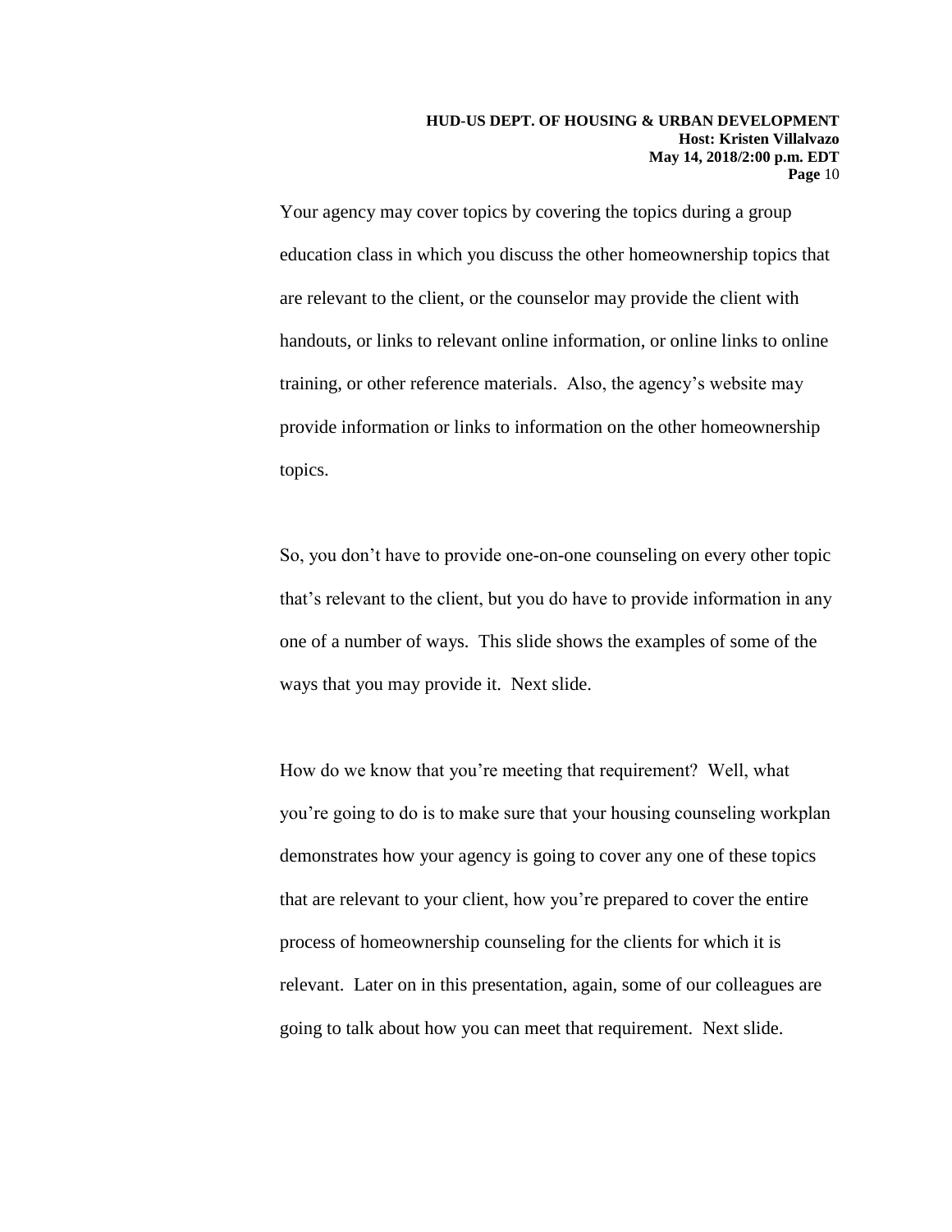Your agency may cover topics by covering the topics during a group education class in which you discuss the other homeownership topics that are relevant to the client, or the counselor may provide the client with handouts, or links to relevant online information, or online links to online training, or other reference materials. Also, the agency's website may provide information or links to information on the other homeownership topics.

So, you don't have to provide one-on-one counseling on every other topic that's relevant to the client, but you do have to provide information in any one of a number of ways. This slide shows the examples of some of the ways that you may provide it. Next slide.

How do we know that you're meeting that requirement? Well, what you're going to do is to make sure that your housing counseling workplan demonstrates how your agency is going to cover any one of these topics that are relevant to your client, how you're prepared to cover the entire process of homeownership counseling for the clients for which it is relevant. Later on in this presentation, again, some of our colleagues are going to talk about how you can meet that requirement. Next slide.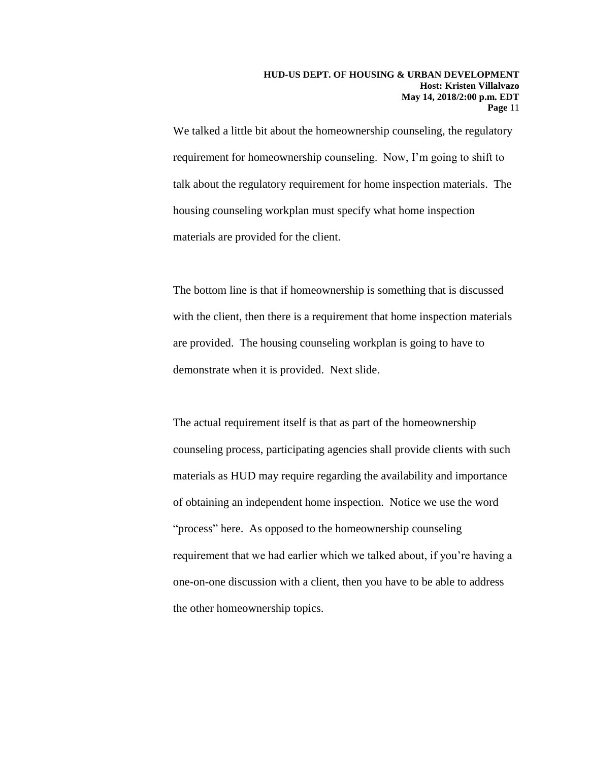We talked a little bit about the homeownership counseling, the regulatory requirement for homeownership counseling. Now, I'm going to shift to talk about the regulatory requirement for home inspection materials. The housing counseling workplan must specify what home inspection materials are provided for the client.

The bottom line is that if homeownership is something that is discussed with the client, then there is a requirement that home inspection materials are provided. The housing counseling workplan is going to have to demonstrate when it is provided. Next slide.

The actual requirement itself is that as part of the homeownership counseling process, participating agencies shall provide clients with such materials as HUD may require regarding the availability and importance of obtaining an independent home inspection. Notice we use the word "process" here. As opposed to the homeownership counseling requirement that we had earlier which we talked about, if you're having a one-on-one discussion with a client, then you have to be able to address the other homeownership topics.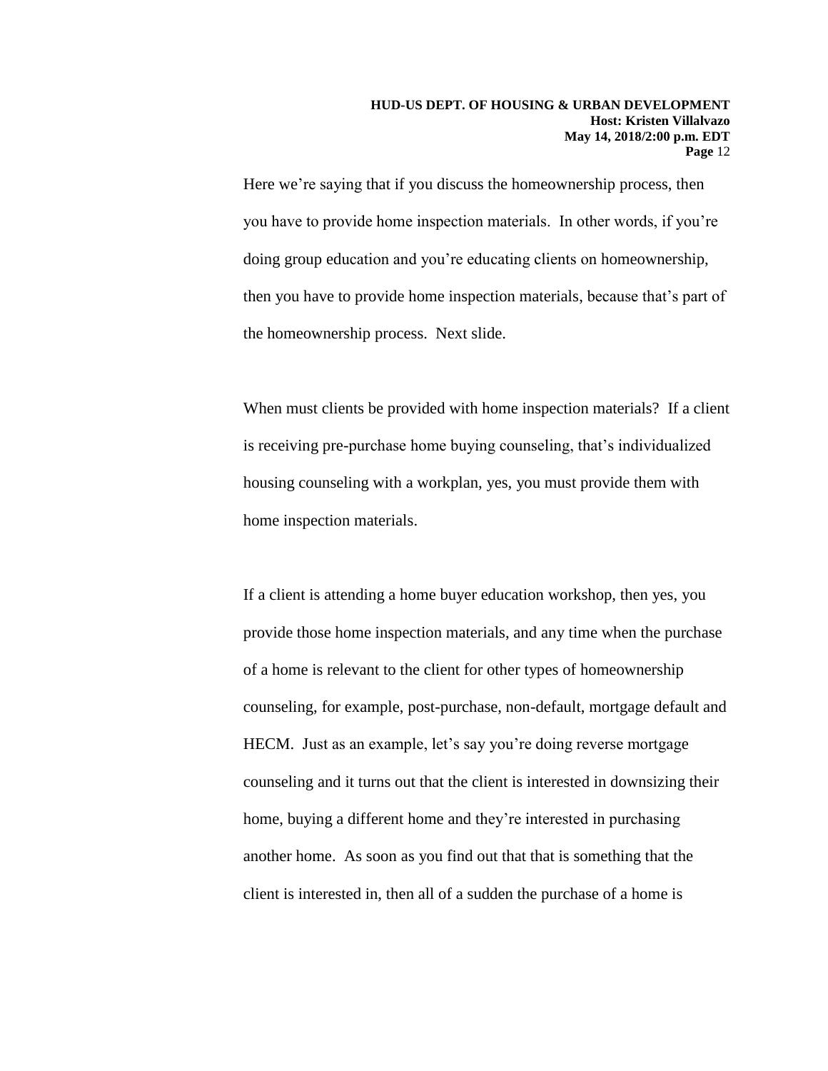Here we're saying that if you discuss the homeownership process, then you have to provide home inspection materials. In other words, if you're doing group education and you're educating clients on homeownership, then you have to provide home inspection materials, because that's part of the homeownership process. Next slide.

When must clients be provided with home inspection materials? If a client is receiving pre-purchase home buying counseling, that's individualized housing counseling with a workplan, yes, you must provide them with home inspection materials.

If a client is attending a home buyer education workshop, then yes, you provide those home inspection materials, and any time when the purchase of a home is relevant to the client for other types of homeownership counseling, for example, post-purchase, non-default, mortgage default and HECM. Just as an example, let's say you're doing reverse mortgage counseling and it turns out that the client is interested in downsizing their home, buying a different home and they're interested in purchasing another home. As soon as you find out that that is something that the client is interested in, then all of a sudden the purchase of a home is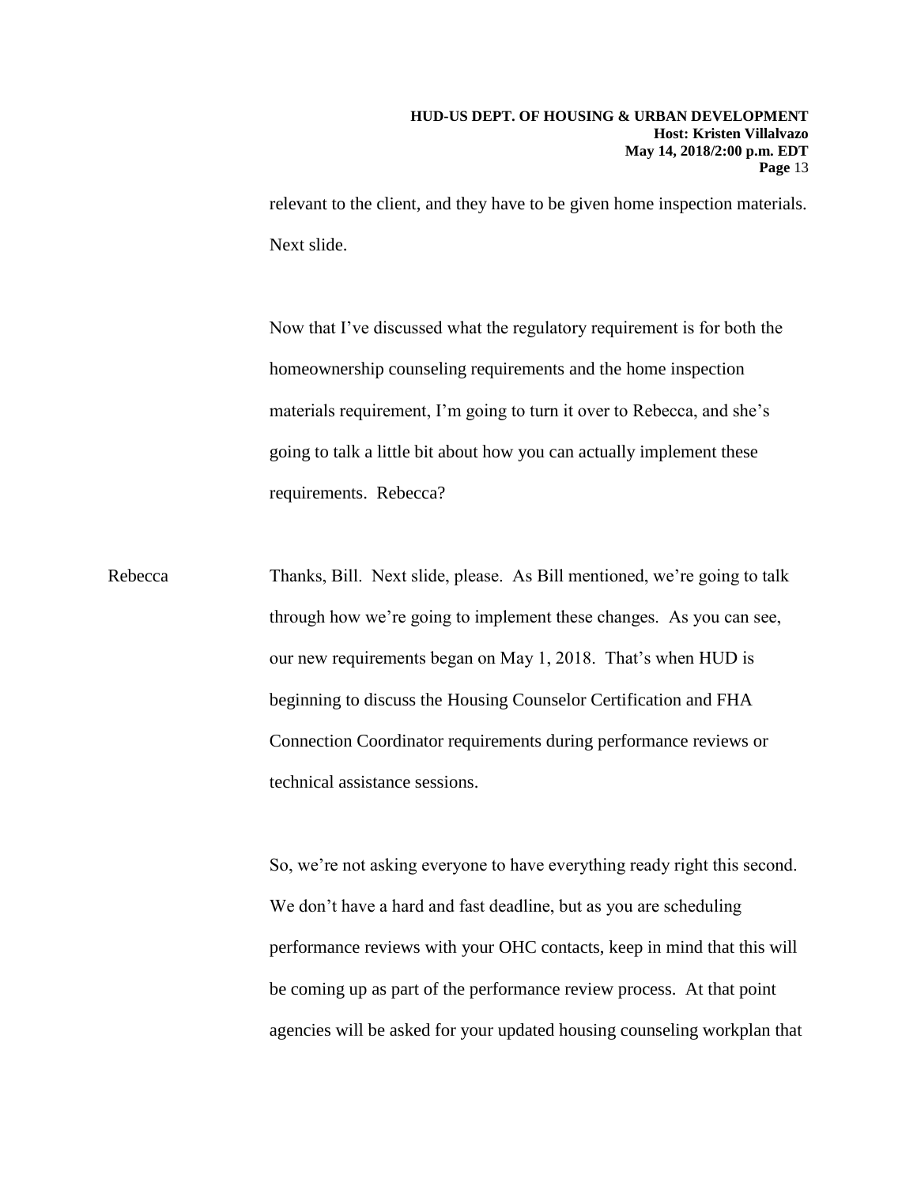relevant to the client, and they have to be given home inspection materials. Next slide.

Now that I've discussed what the regulatory requirement is for both the homeownership counseling requirements and the home inspection materials requirement, I'm going to turn it over to Rebecca, and she's going to talk a little bit about how you can actually implement these requirements. Rebecca?

Rebecca Thanks, Bill. Next slide, please. As Bill mentioned, we're going to talk through how we're going to implement these changes. As you can see, our new requirements began on May 1, 2018. That's when HUD is beginning to discuss the Housing Counselor Certification and FHA Connection Coordinator requirements during performance reviews or technical assistance sessions.

So, we're not asking everyone to have everything ready right this second. We don't have a hard and fast deadline, but as you are scheduling performance reviews with your OHC contacts, keep in mind that this will be coming up as part of the performance review process. At that point agencies will be asked for your updated housing counseling workplan that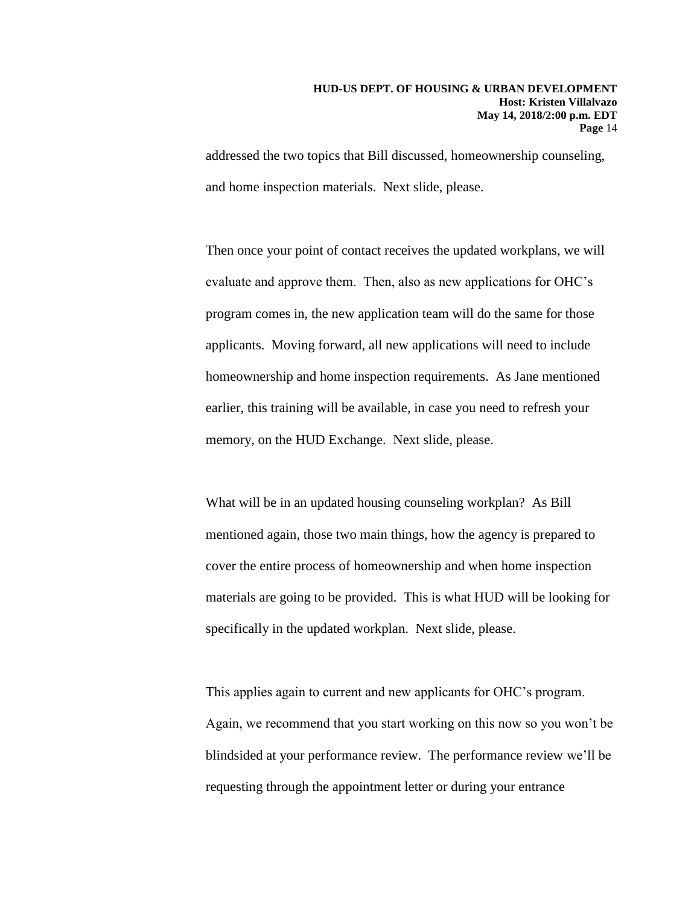addressed the two topics that Bill discussed, homeownership counseling, and home inspection materials. Next slide, please.

Then once your point of contact receives the updated workplans, we will evaluate and approve them. Then, also as new applications for OHC's program comes in, the new application team will do the same for those applicants. Moving forward, all new applications will need to include homeownership and home inspection requirements. As Jane mentioned earlier, this training will be available, in case you need to refresh your memory, on the HUD Exchange. Next slide, please.

What will be in an updated housing counseling workplan? As Bill mentioned again, those two main things, how the agency is prepared to cover the entire process of homeownership and when home inspection materials are going to be provided. This is what HUD will be looking for specifically in the updated workplan. Next slide, please.

This applies again to current and new applicants for OHC's program. Again, we recommend that you start working on this now so you won't be blindsided at your performance review. The performance review we'll be requesting through the appointment letter or during your entrance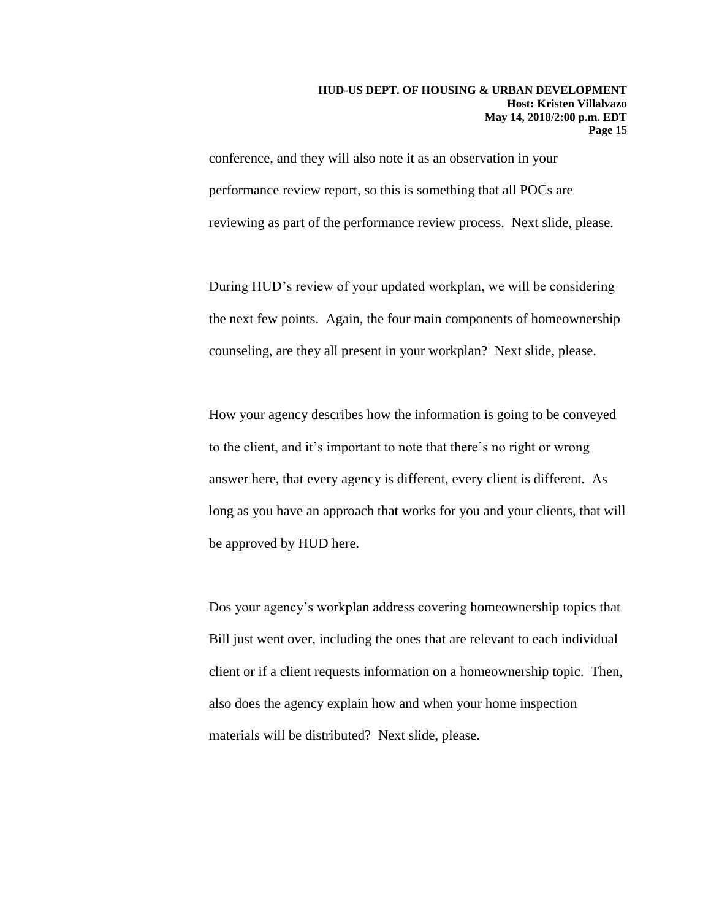conference, and they will also note it as an observation in your performance review report, so this is something that all POCs are reviewing as part of the performance review process. Next slide, please.

During HUD's review of your updated workplan, we will be considering the next few points. Again, the four main components of homeownership counseling, are they all present in your workplan? Next slide, please.

How your agency describes how the information is going to be conveyed to the client, and it's important to note that there's no right or wrong answer here, that every agency is different, every client is different. As long as you have an approach that works for you and your clients, that will be approved by HUD here.

Dos your agency's workplan address covering homeownership topics that Bill just went over, including the ones that are relevant to each individual client or if a client requests information on a homeownership topic. Then, also does the agency explain how and when your home inspection materials will be distributed? Next slide, please.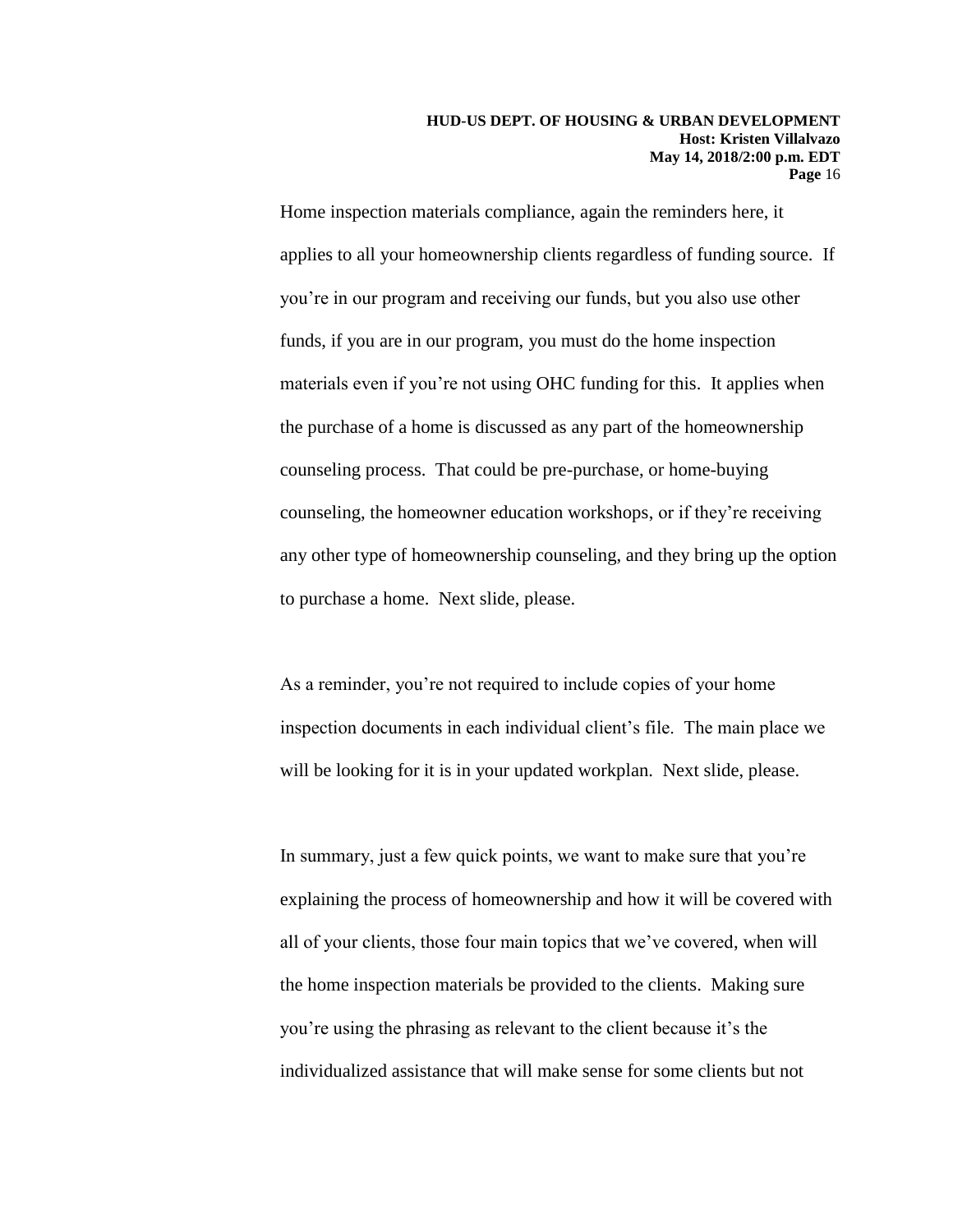Home inspection materials compliance, again the reminders here, it applies to all your homeownership clients regardless of funding source. If you're in our program and receiving our funds, but you also use other funds, if you are in our program, you must do the home inspection materials even if you're not using OHC funding for this. It applies when the purchase of a home is discussed as any part of the homeownership counseling process. That could be pre-purchase, or home-buying counseling, the homeowner education workshops, or if they're receiving any other type of homeownership counseling, and they bring up the option to purchase a home. Next slide, please.

As a reminder, you're not required to include copies of your home inspection documents in each individual client's file. The main place we will be looking for it is in your updated workplan. Next slide, please.

In summary, just a few quick points, we want to make sure that you're explaining the process of homeownership and how it will be covered with all of your clients, those four main topics that we've covered, when will the home inspection materials be provided to the clients. Making sure you're using the phrasing as relevant to the client because it's the individualized assistance that will make sense for some clients but not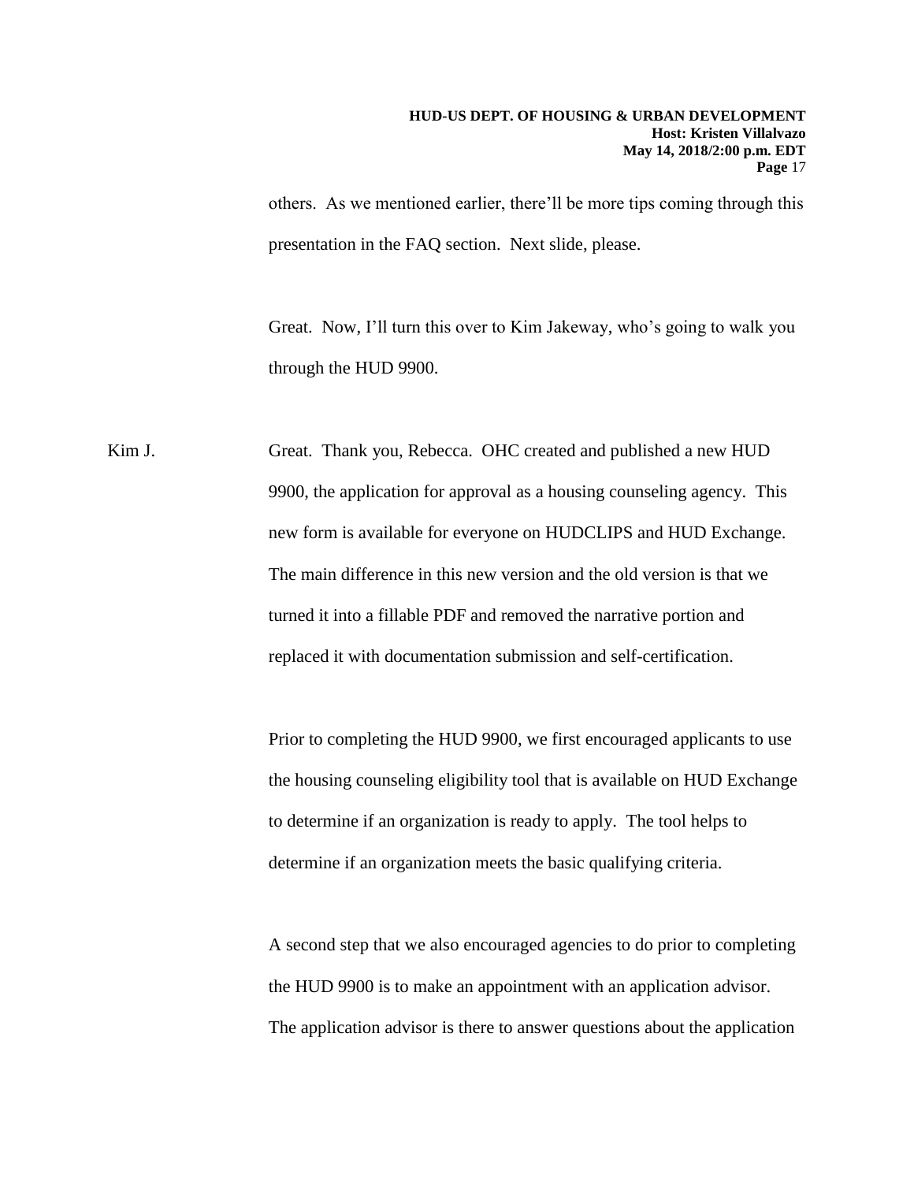others. As we mentioned earlier, there'll be more tips coming through this presentation in the FAQ section. Next slide, please.

Great. Now, I'll turn this over to Kim Jakeway, who's going to walk you through the HUD 9900.

Kim J. Great. Thank you, Rebecca. OHC created and published a new HUD 9900, the application for approval as a housing counseling agency. This new form is available for everyone on HUDCLIPS and HUD Exchange. The main difference in this new version and the old version is that we turned it into a fillable PDF and removed the narrative portion and replaced it with documentation submission and self-certification.

Prior to completing the HUD 9900, we first encouraged applicants to use the housing counseling eligibility tool that is available on HUD Exchange to determine if an organization is ready to apply. The tool helps to determine if an organization meets the basic qualifying criteria.

A second step that we also encouraged agencies to do prior to completing the HUD 9900 is to make an appointment with an application advisor. The application advisor is there to answer questions about the application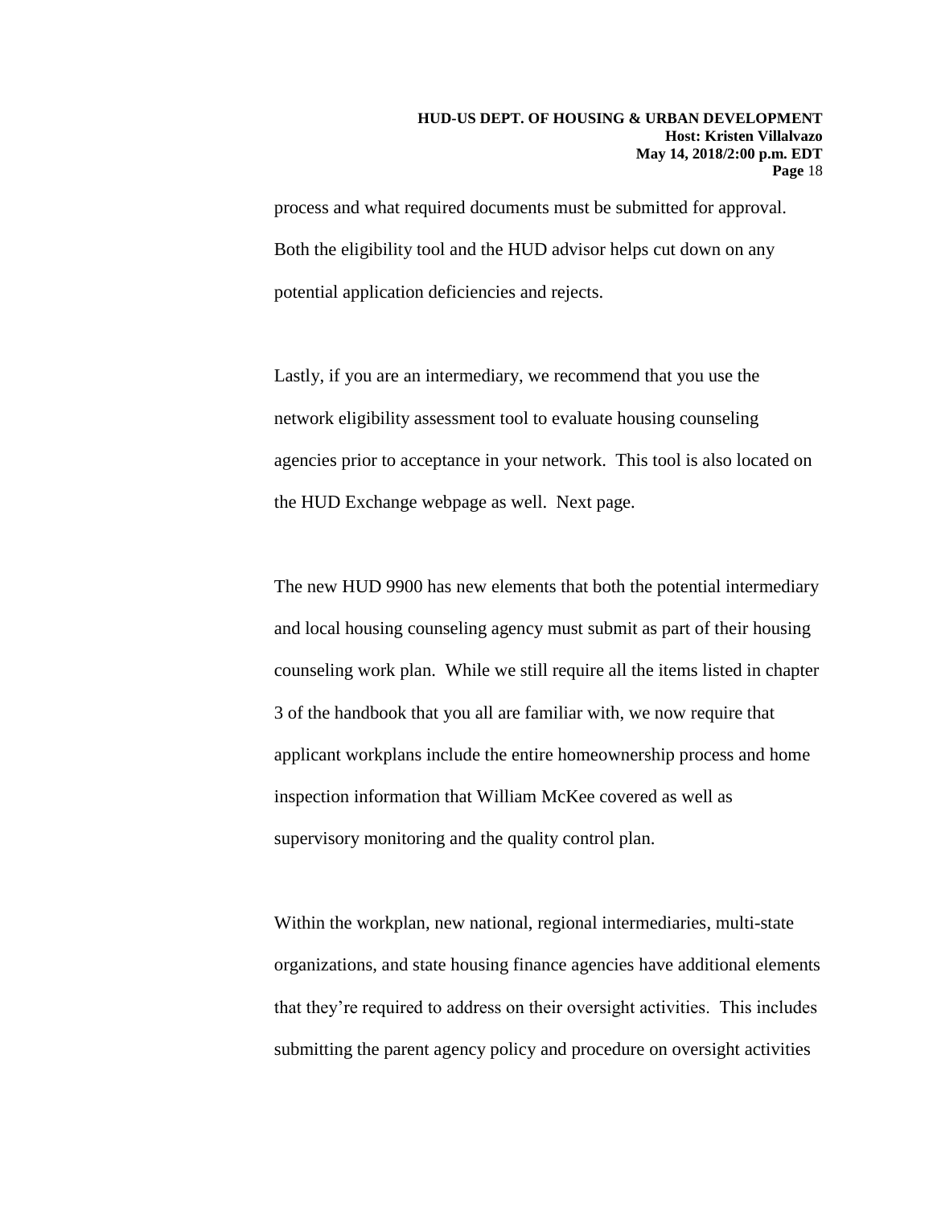process and what required documents must be submitted for approval. Both the eligibility tool and the HUD advisor helps cut down on any potential application deficiencies and rejects.

Lastly, if you are an intermediary, we recommend that you use the network eligibility assessment tool to evaluate housing counseling agencies prior to acceptance in your network. This tool is also located on the HUD Exchange webpage as well. Next page.

The new HUD 9900 has new elements that both the potential intermediary and local housing counseling agency must submit as part of their housing counseling work plan. While we still require all the items listed in chapter 3 of the handbook that you all are familiar with, we now require that applicant workplans include the entire homeownership process and home inspection information that William McKee covered as well as supervisory monitoring and the quality control plan.

Within the workplan, new national, regional intermediaries, multi-state organizations, and state housing finance agencies have additional elements that they're required to address on their oversight activities. This includes submitting the parent agency policy and procedure on oversight activities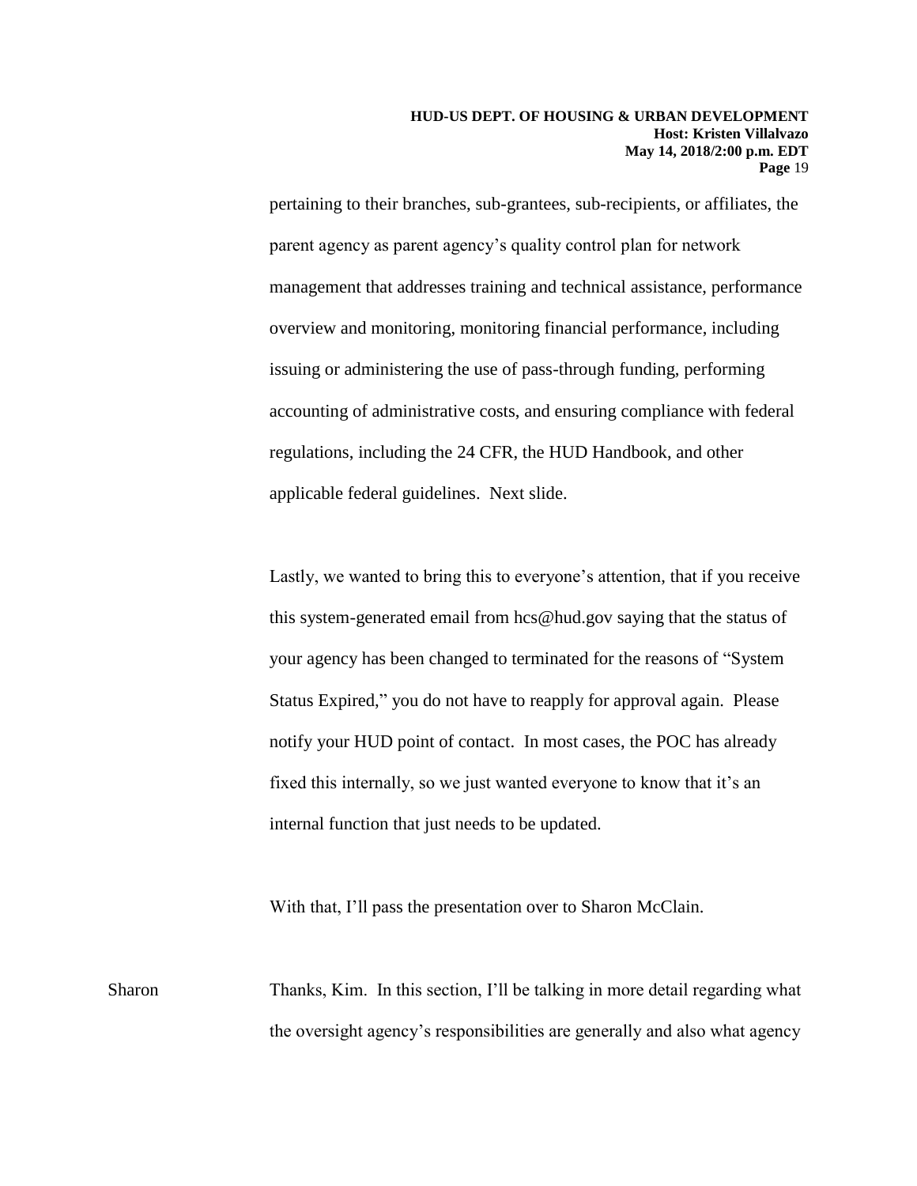pertaining to their branches, sub-grantees, sub-recipients, or affiliates, the parent agency as parent agency's quality control plan for network management that addresses training and technical assistance, performance overview and monitoring, monitoring financial performance, including issuing or administering the use of pass-through funding, performing accounting of administrative costs, and ensuring compliance with federal regulations, including the 24 CFR, the HUD Handbook, and other applicable federal guidelines. Next slide.

Lastly, we wanted to bring this to everyone's attention, that if you receive this system-generated email from hcs@hud.gov saying that the status of your agency has been changed to terminated for the reasons of "System Status Expired," you do not have to reapply for approval again. Please notify your HUD point of contact. In most cases, the POC has already fixed this internally, so we just wanted everyone to know that it's an internal function that just needs to be updated.

With that, I'll pass the presentation over to Sharon McClain.

Sharon Thanks, Kim. In this section, I'll be talking in more detail regarding what the oversight agency's responsibilities are generally and also what agency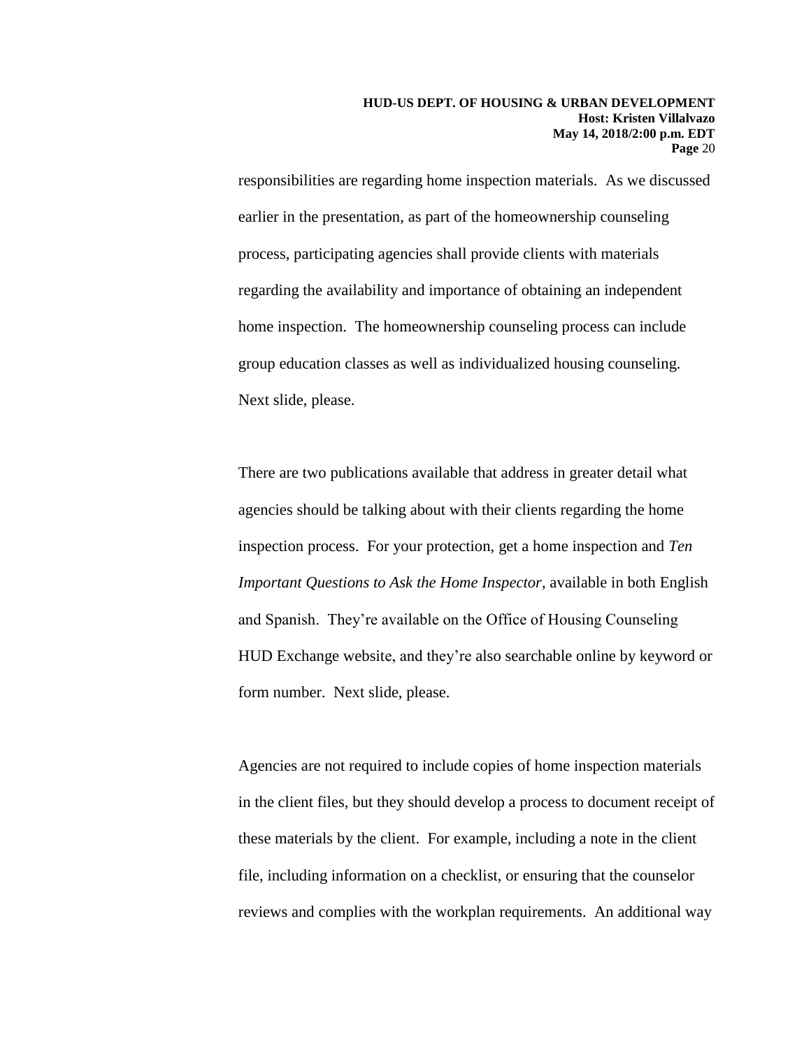responsibilities are regarding home inspection materials. As we discussed earlier in the presentation, as part of the homeownership counseling process, participating agencies shall provide clients with materials regarding the availability and importance of obtaining an independent home inspection. The homeownership counseling process can include group education classes as well as individualized housing counseling. Next slide, please.

There are two publications available that address in greater detail what agencies should be talking about with their clients regarding the home inspection process. For your protection, get a home inspection and *Ten Important Questions to Ask the Home Inspector*, available in both English and Spanish. They're available on the Office of Housing Counseling HUD Exchange website, and they're also searchable online by keyword or form number. Next slide, please.

Agencies are not required to include copies of home inspection materials in the client files, but they should develop a process to document receipt of these materials by the client. For example, including a note in the client file, including information on a checklist, or ensuring that the counselor reviews and complies with the workplan requirements. An additional way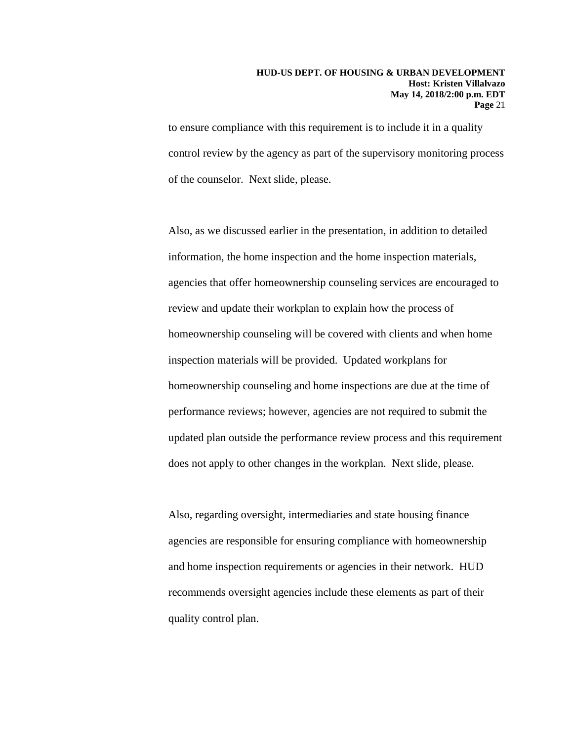to ensure compliance with this requirement is to include it in a quality control review by the agency as part of the supervisory monitoring process of the counselor. Next slide, please.

Also, as we discussed earlier in the presentation, in addition to detailed information, the home inspection and the home inspection materials, agencies that offer homeownership counseling services are encouraged to review and update their workplan to explain how the process of homeownership counseling will be covered with clients and when home inspection materials will be provided. Updated workplans for homeownership counseling and home inspections are due at the time of performance reviews; however, agencies are not required to submit the updated plan outside the performance review process and this requirement does not apply to other changes in the workplan. Next slide, please.

Also, regarding oversight, intermediaries and state housing finance agencies are responsible for ensuring compliance with homeownership and home inspection requirements or agencies in their network. HUD recommends oversight agencies include these elements as part of their quality control plan.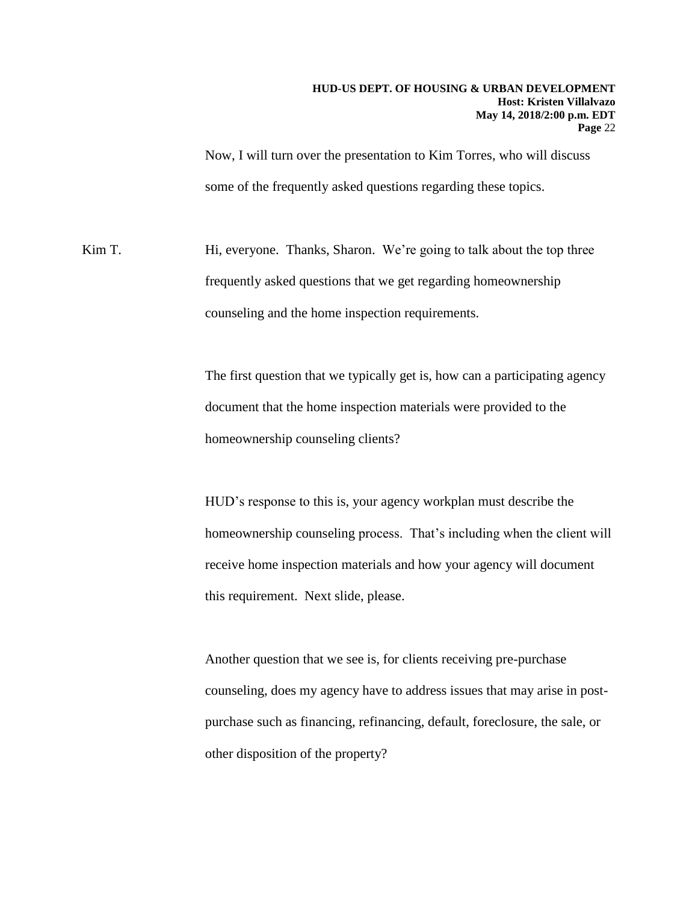Now, I will turn over the presentation to Kim Torres, who will discuss some of the frequently asked questions regarding these topics.

Kim T. Hi, everyone. Thanks, Sharon. We're going to talk about the top three frequently asked questions that we get regarding homeownership counseling and the home inspection requirements.

The first question that we typically get is, how can a participating agency document that the home inspection materials were provided to the homeownership counseling clients?

HUD's response to this is, your agency workplan must describe the homeownership counseling process. That's including when the client will receive home inspection materials and how your agency will document this requirement. Next slide, please.

Another question that we see is, for clients receiving pre-purchase counseling, does my agency have to address issues that may arise in post-purchase such as financing, refinancing, default, foreclosure, the sale, or other disposition of the property?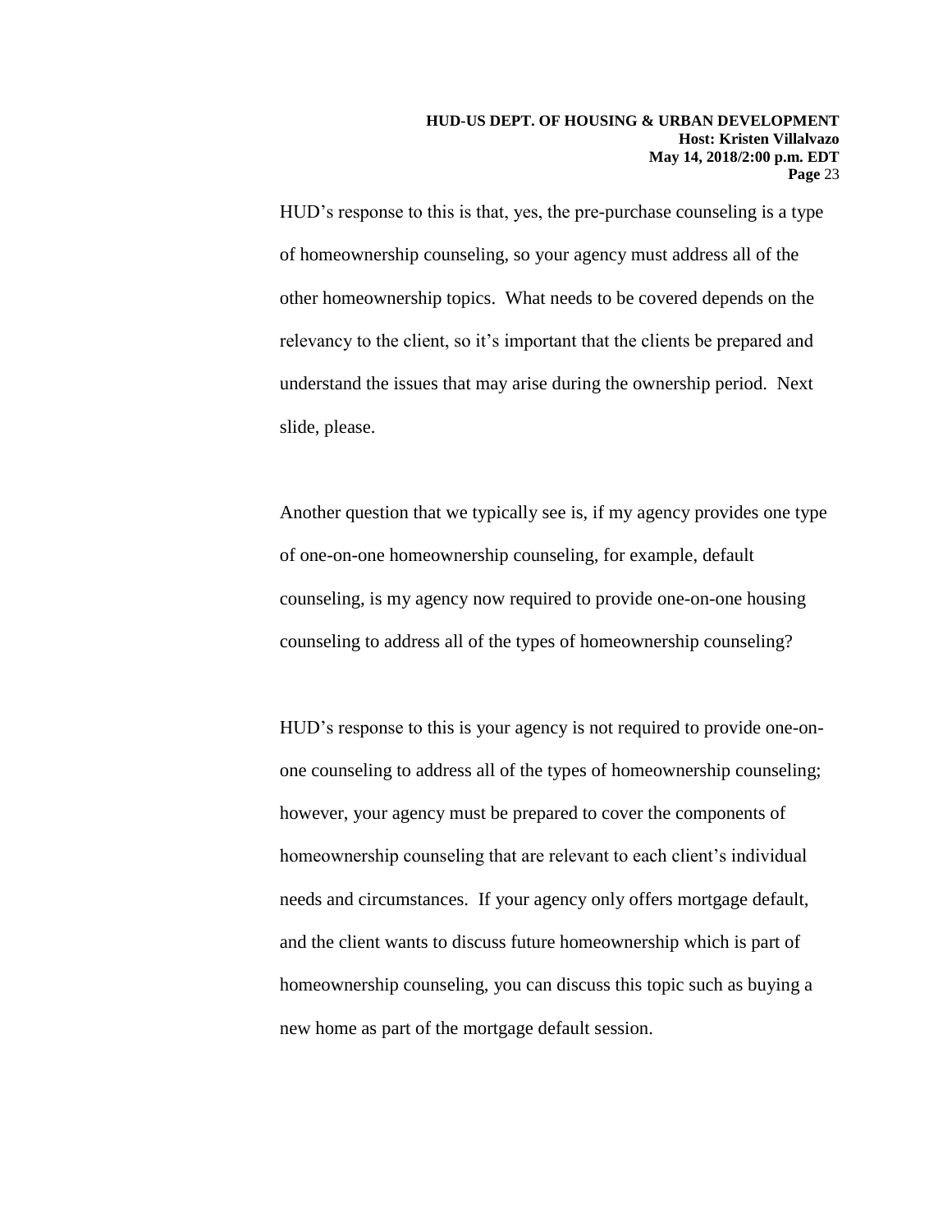HUD's response to this is that, yes, the pre-purchase counseling is a type of homeownership counseling, so your agency must address all of the other homeownership topics. What needs to be covered depends on the relevancy to the client, so it's important that the clients be prepared and understand the issues that may arise during the ownership period. Next slide, please.

Another question that we typically see is, if my agency provides one type of one-on-one homeownership counseling, for example, default counseling, is my agency now required to provide one-on-one housing counseling to address all of the types of homeownership counseling?

HUD's response to this is your agency is not required to provide one-on-one counseling to address all of the types of homeownership counseling; however, your agency must be prepared to cover the components of homeownership counseling that are relevant to each client's individual needs and circumstances. If your agency only offers mortgage default, and the client wants to discuss future homeownership which is part of homeownership counseling, you can discuss this topic such as buying a new home as part of the mortgage default session.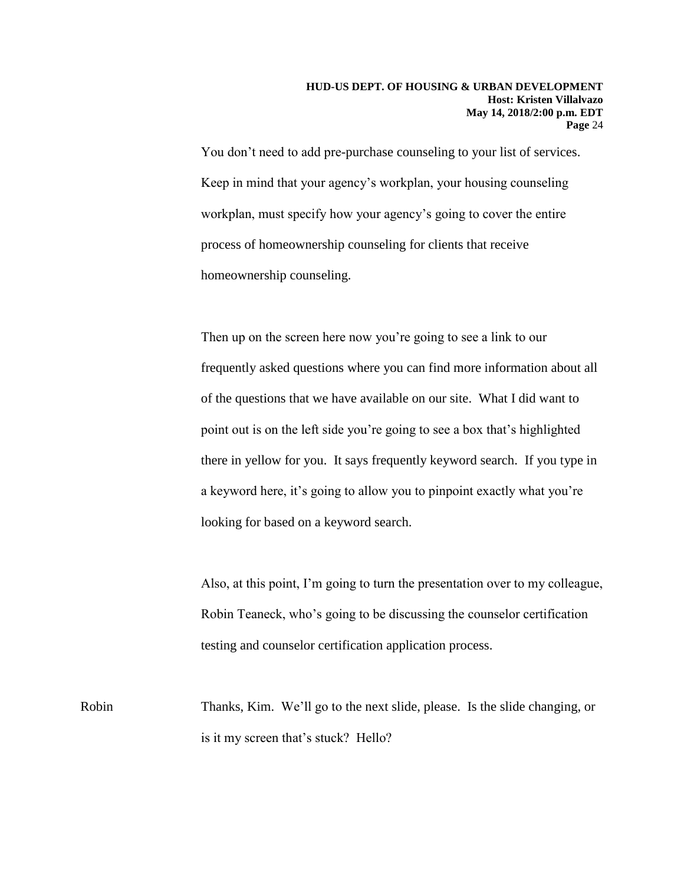You don't need to add pre-purchase counseling to your list of services. Keep in mind that your agency's workplan, your housing counseling workplan, must specify how your agency's going to cover the entire process of homeownership counseling for clients that receive homeownership counseling.

Then up on the screen here now you're going to see a link to our frequently asked questions where you can find more information about all of the questions that we have available on our site. What I did want to point out is on the left side you're going to see a box that's highlighted there in yellow for you. It says frequently keyword search. If you type in a keyword here, it's going to allow you to pinpoint exactly what you're looking for based on a keyword search.

Also, at this point, I'm going to turn the presentation over to my colleague, Robin Teaneck, who's going to be discussing the counselor certification testing and counselor certification application process.

Robin: Thanks, Kim. We'll go to the next slide, please. Is the slide changing, or is it my screen that's stuck? Hello?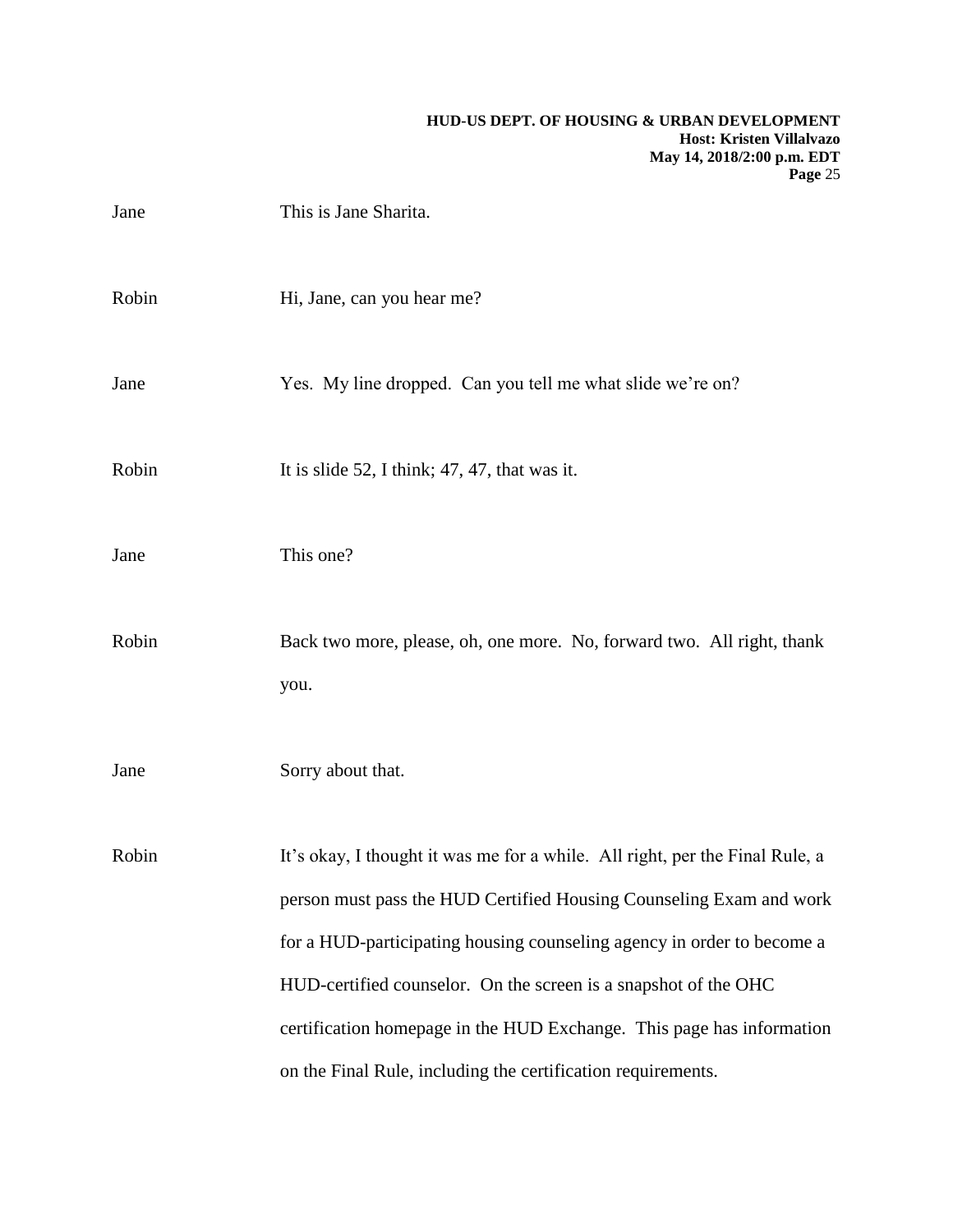Jane This is Jane Sharita.

Robin Hi, Jane, can you hear me?

Jane Yes. My line dropped. Can you tell me what slide we're on?

Robin It is slide 52, I think; 47, 47, that was it.

Jane This one?

Robin Back two more, please, oh, one more. No, forward two. All right, thank you.

Jane Sorry about that.

Robin It's okay, I thought it was me for a while. All right, per the Final Rule, a person must pass the HUD Certified Housing Counseling Exam and work for a HUD-participating housing counseling agency in order to become a HUD-certified counselor. On the screen is a snapshot of the OHC certification homepage in the HUD Exchange. This page has information on the Final Rule, including the certification requirements.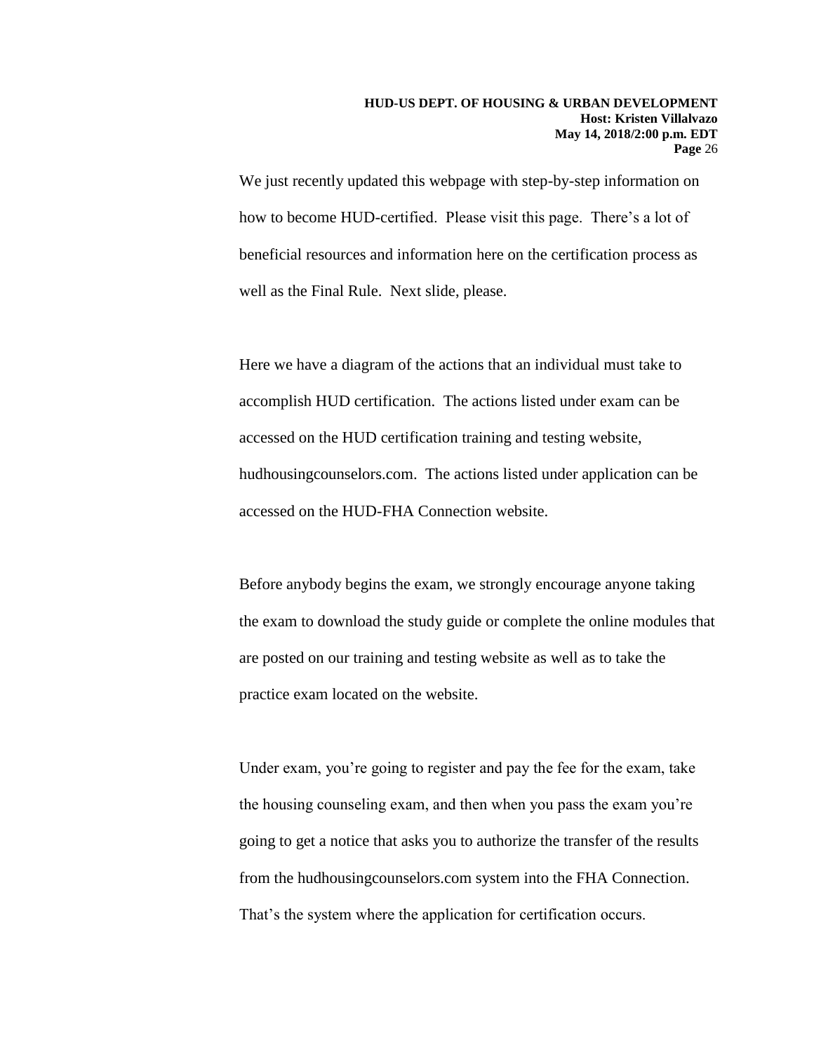We just recently updated this webpage with step-by-step information on how to become HUD-certified. Please visit this page. There's a lot of beneficial resources and information here on the certification process as well as the Final Rule. Next slide, please.

Here we have a diagram of the actions that an individual must take to accomplish HUD certification. The actions listed under exam can be accessed on the HUD certification training and testing website, hudhousingcounselors.com. The actions listed under application can be accessed on the HUD-FHA Connection website.

Before anybody begins the exam, we strongly encourage anyone taking the exam to download the study guide or complete the online modules that are posted on our training and testing website as well as to take the practice exam located on the website.

Under exam, you're going to register and pay the fee for the exam, take the housing counseling exam, and then when you pass the exam you're going to get a notice that asks you to authorize the transfer of the results from the hudhousingcounselors.com system into the FHA Connection. That's the system where the application for certification occurs.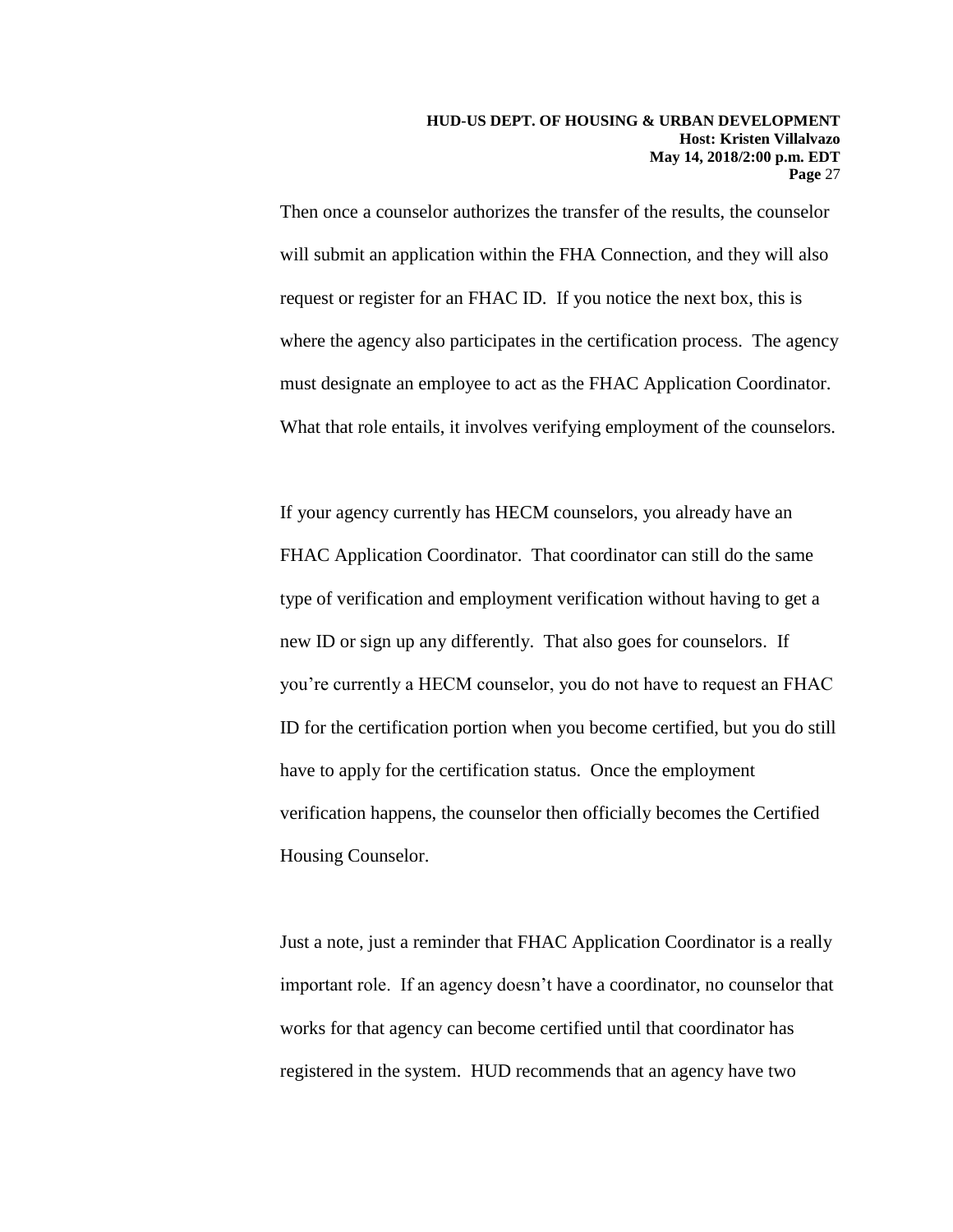Then once a counselor authorizes the transfer of the results, the counselor will submit an application within the FHA Connection, and they will also request or register for an FHAC ID. If you notice the next box, this is where the agency also participates in the certification process. The agency must designate an employee to act as the FHAC Application Coordinator. What that role entails, it involves verifying employment of the counselors.

If your agency currently has HECM counselors, you already have an FHAC Application Coordinator. That coordinator can still do the same type of verification and employment verification without having to get a new ID or sign up any differently. That also goes for counselors. If you're currently a HECM counselor, you do not have to request an FHAC ID for the certification portion when you become certified, but you do still have to apply for the certification status. Once the employment verification happens, the counselor then officially becomes the Certified Housing Counselor.

Just a note, just a reminder that FHAC Application Coordinator is a really important role. If an agency doesn't have a coordinator, no counselor that works for that agency can become certified until that coordinator has registered in the system. HUD recommends that an agency have two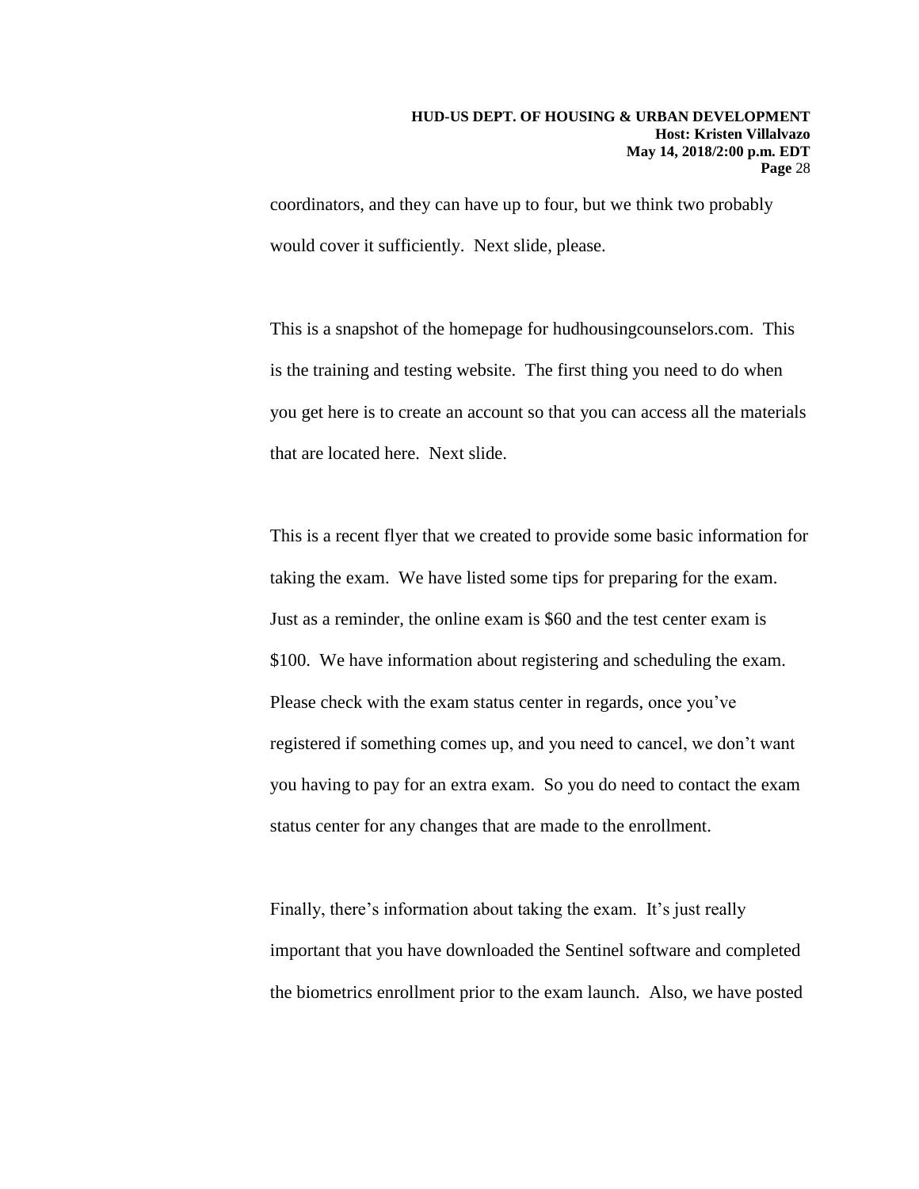coordinators, and they can have up to four, but we think two probably would cover it sufficiently. Next slide, please.

This is a snapshot of the homepage for hudhousingcounselors.com. This is the training and testing website. The first thing you need to do when you get here is to create an account so that you can access all the materials that are located here. Next slide.

This is a recent flyer that we created to provide some basic information for taking the exam. We have listed some tips for preparing for the exam. Just as a reminder, the online exam is $60 and the test center exam is $100. We have information about registering and scheduling the exam. Please check with the exam status center in regards, once you've registered if something comes up, and you need to cancel, we don't want you having to pay for an extra exam. So you do need to contact the exam status center for any changes that are made to the enrollment.

Finally, there's information about taking the exam. It's just really important that you have downloaded the Sentinel software and completed the biometrics enrollment prior to the exam launch. Also, we have posted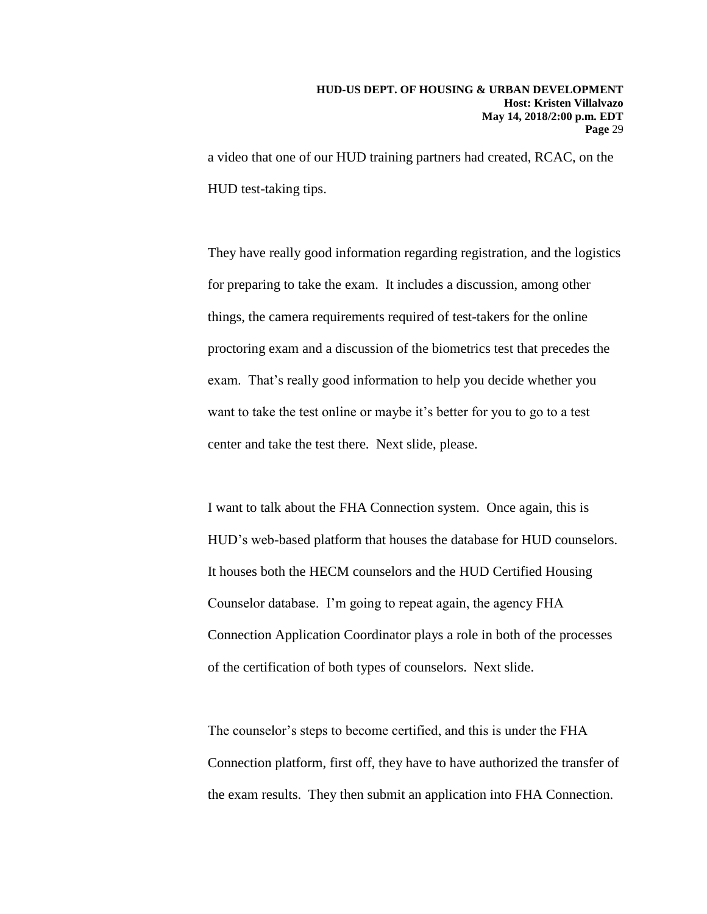a video that one of our HUD training partners had created, RCAC, on the HUD test-taking tips.

They have really good information regarding registration, and the logistics for preparing to take the exam. It includes a discussion, among other things, the camera requirements required of test-takers for the online proctoring exam and a discussion of the biometrics test that precedes the exam. That's really good information to help you decide whether you want to take the test online or maybe it's better for you to go to a test center and take the test there. Next slide, please.

I want to talk about the FHA Connection system. Once again, this is HUD's web-based platform that houses the database for HUD counselors. It houses both the HECM counselors and the HUD Certified Housing Counselor database. I'm going to repeat again, the agency FHA Connection Application Coordinator plays a role in both of the processes of the certification of both types of counselors. Next slide.

The counselor's steps to become certified, and this is under the FHA Connection platform, first off, they have to have authorized the transfer of the exam results. They then submit an application into FHA Connection.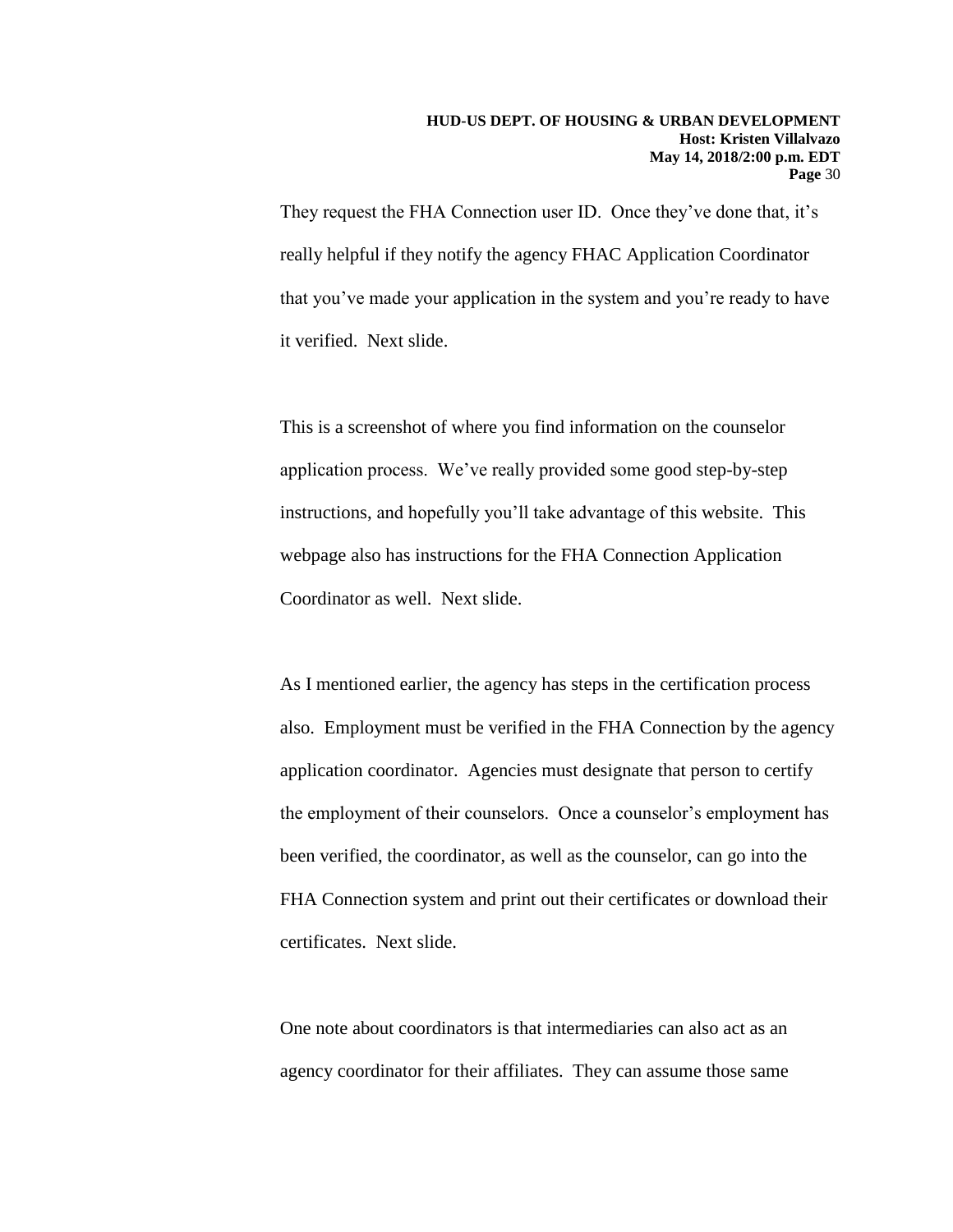They request the FHA Connection user ID. Once they've done that, it's really helpful if they notify the agency FHAC Application Coordinator that you've made your application in the system and you're ready to have it verified. Next slide.

This is a screenshot of where you find information on the counselor application process. We've really provided some good step-by-step instructions, and hopefully you'll take advantage of this website. This webpage also has instructions for the FHA Connection Application Coordinator as well. Next slide.

As I mentioned earlier, the agency has steps in the certification process also. Employment must be verified in the FHA Connection by the agency application coordinator. Agencies must designate that person to certify the employment of their counselors. Once a counselor's employment has been verified, the coordinator, as well as the counselor, can go into the FHA Connection system and print out their certificates or download their certificates. Next slide.

One note about coordinators is that intermediaries can also act as an agency coordinator for their affiliates. They can assume those same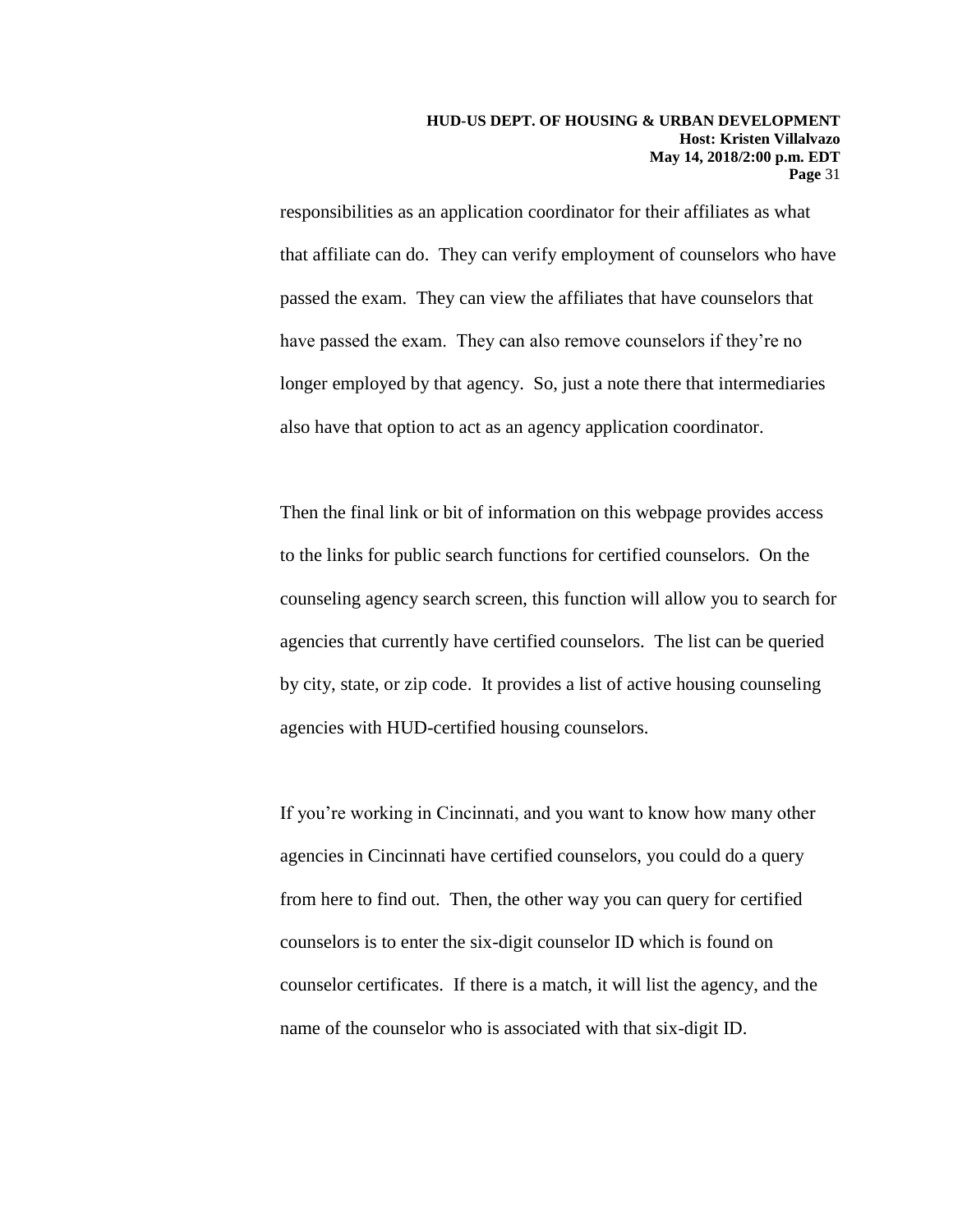responsibilities as an application coordinator for their affiliates as what that affiliate can do. They can verify employment of counselors who have passed the exam. They can view the affiliates that have counselors that have passed the exam. They can also remove counselors if they're no longer employed by that agency. So, just a note there that intermediaries also have that option to act as an agency application coordinator.

Then the final link or bit of information on this webpage provides access to the links for public search functions for certified counselors. On the counseling agency search screen, this function will allow you to search for agencies that currently have certified counselors. The list can be queried by city, state, or zip code. It provides a list of active housing counseling agencies with HUD-certified housing counselors.

If you're working in Cincinnati, and you want to know how many other agencies in Cincinnati have certified counselors, you could do a query from here to find out. Then, the other way you can query for certified counselors is to enter the six-digit counselor ID which is found on counselor certificates. If there is a match, it will list the agency, and the name of the counselor who is associated with that six-digit ID.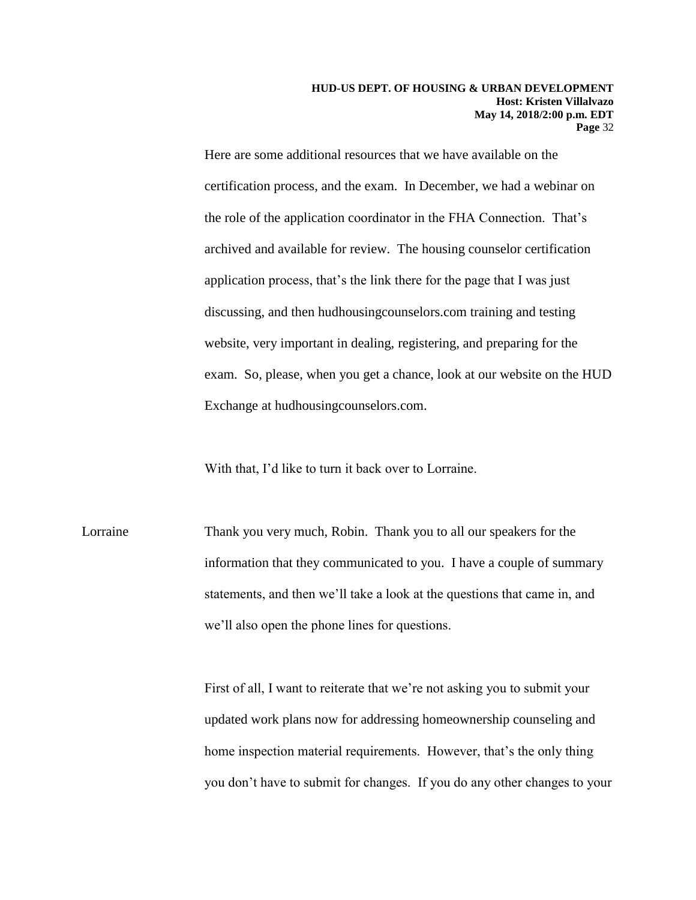Here are some additional resources that we have available on the certification process, and the exam. In December, we had a webinar on the role of the application coordinator in the FHA Connection. That's archived and available for review. The housing counselor certification application process, that's the link there for the page that I was just discussing, and then hudhousingcounselors.com training and testing website, very important in dealing, registering, and preparing for the exam. So, please, when you get a chance, look at our website on the HUD Exchange at hudhousingcounselors.com.

With that, I'd like to turn it back over to Lorraine.

Lorraine: Thank you very much, Robin. Thank you to all our speakers for the information that they communicated to you. I have a couple of summary statements, and then we'll take a look at the questions that came in, and we'll also open the phone lines for questions.

First of all, I want to reiterate that we're not asking you to submit your updated work plans now for addressing homeownership counseling and home inspection material requirements. However, that's the only thing you don't have to submit for changes. If you do any other changes to your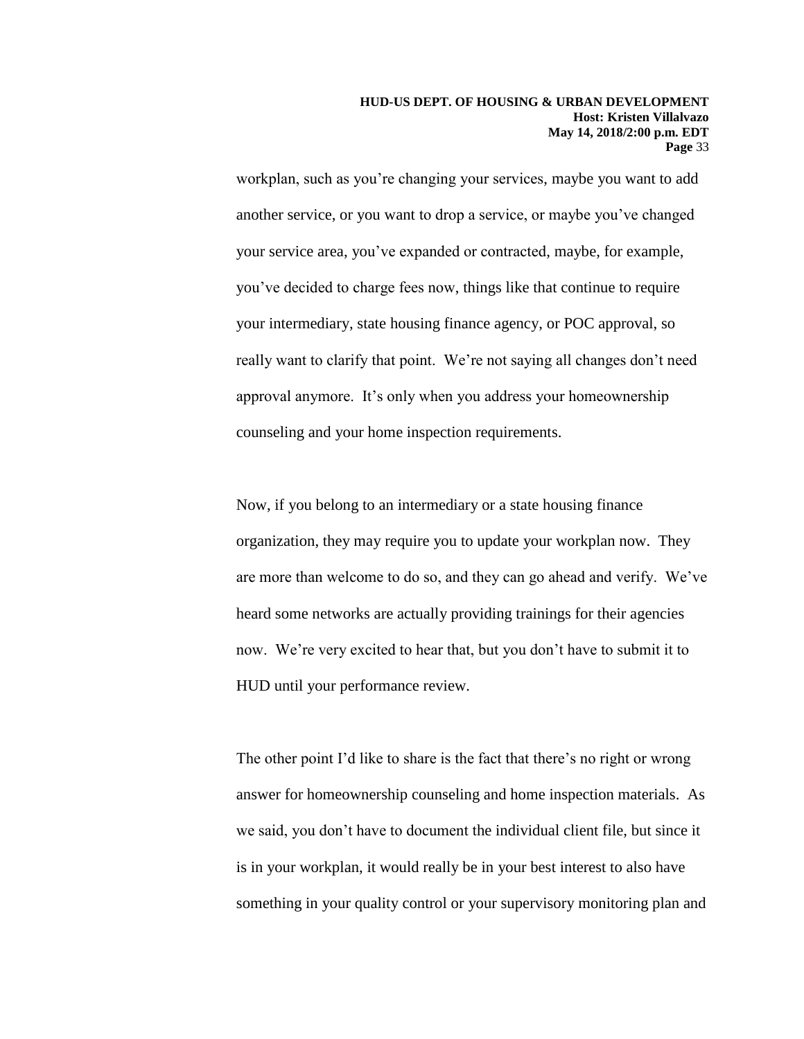workplan, such as you're changing your services, maybe you want to add another service, or you want to drop a service, or maybe you've changed your service area, you've expanded or contracted, maybe, for example, you've decided to charge fees now, things like that continue to require your intermediary, state housing finance agency, or POC approval, so really want to clarify that point. We're not saying all changes don't need approval anymore. It's only when you address your homeownership counseling and your home inspection requirements.

Now, if you belong to an intermediary or a state housing finance organization, they may require you to update your workplan now. They are more than welcome to do so, and they can go ahead and verify. We've heard some networks are actually providing trainings for their agencies now. We're very excited to hear that, but you don't have to submit it to HUD until your performance review.

The other point I'd like to share is the fact that there's no right or wrong answer for homeownership counseling and home inspection materials. As we said, you don't have to document the individual client file, but since it is in your workplan, it would really be in your best interest to also have something in your quality control or your supervisory monitoring plan and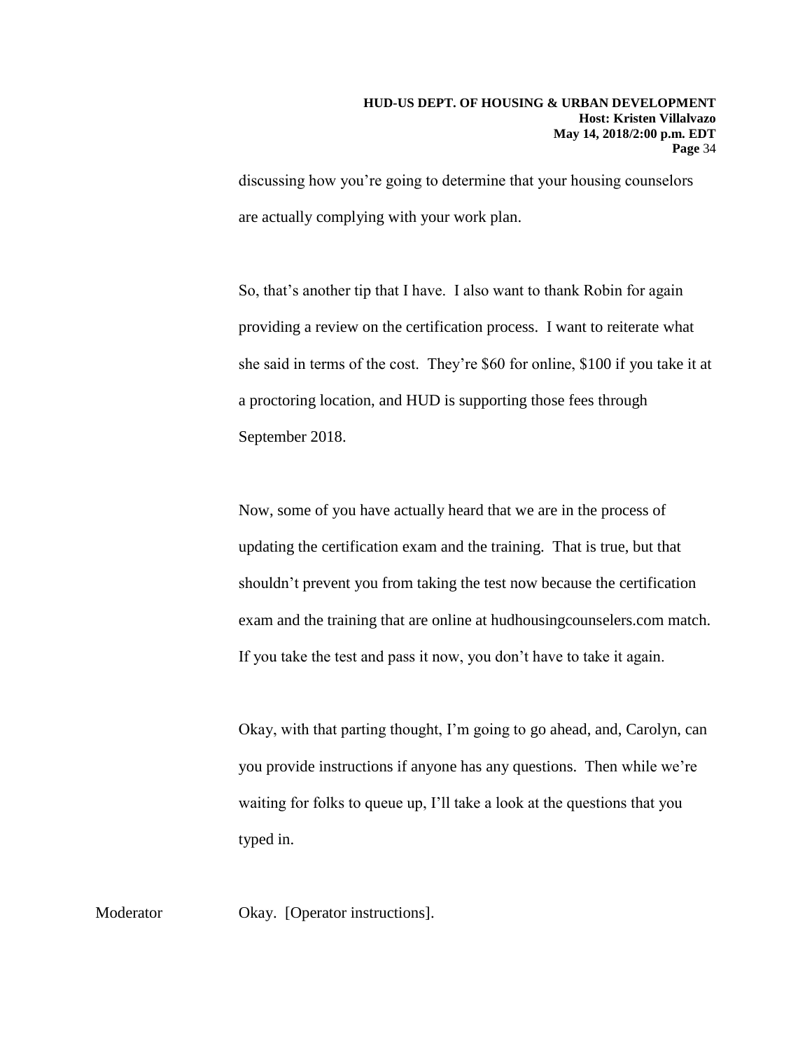discussing how you're going to determine that your housing counselors are actually complying with your work plan.

So, that's another tip that I have. I also want to thank Robin for again providing a review on the certification process. I want to reiterate what she said in terms of the cost. They're $60 for online, $100 if you take it at a proctoring location, and HUD is supporting those fees through September 2018.

Now, some of you have actually heard that we are in the process of updating the certification exam and the training. That is true, but that shouldn't prevent you from taking the test now because the certification exam and the training that are online at hudhousingcounselers.com match. If you take the test and pass it now, you don't have to take it again.

Okay, with that parting thought, I'm going to go ahead, and, Carolyn, can you provide instructions if anyone has any questions. Then while we're waiting for folks to queue up, I'll take a look at the questions that you typed in.

Moderator Okay. [Operator instructions].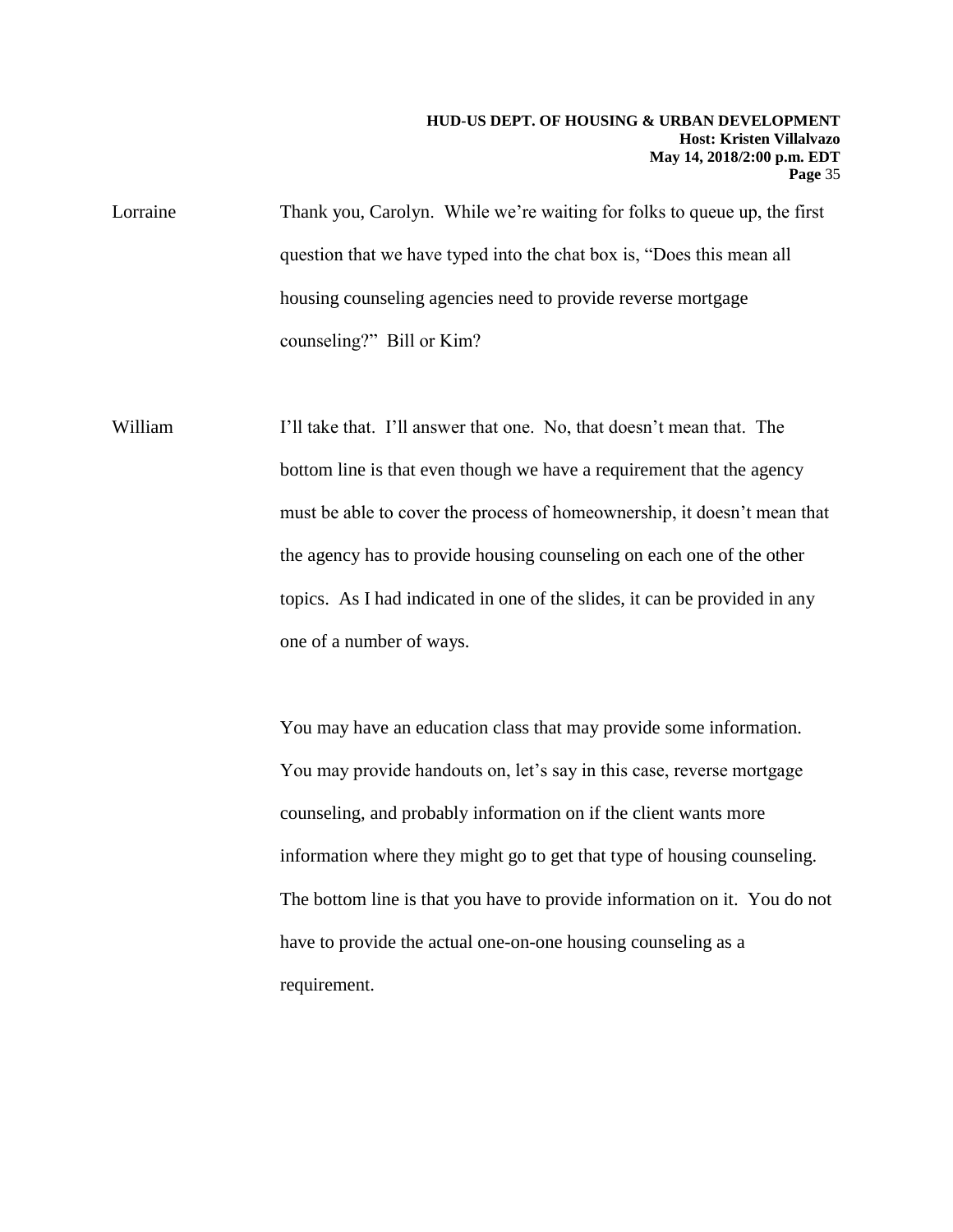Lorraine: Thank you, Carolyn. While we're waiting for folks to queue up, the first question that we have typed into the chat box is, "Does this mean all housing counseling agencies need to provide reverse mortgage counseling?" Bill or Kim?

William: I'll take that. I'll answer that one. No, that doesn't mean that. The bottom line is that even though we have a requirement that the agency must be able to cover the process of homeownership, it doesn't mean that the agency has to provide housing counseling on each one of the other topics. As I had indicated in one of the slides, it can be provided in any one of a number of ways.

You may have an education class that may provide some information. You may provide handouts on, let's say in this case, reverse mortgage counseling, and probably information on if the client wants more information where they might go to get that type of housing counseling. The bottom line is that you have to provide information on it. You do not have to provide the actual one-on-one housing counseling as a requirement.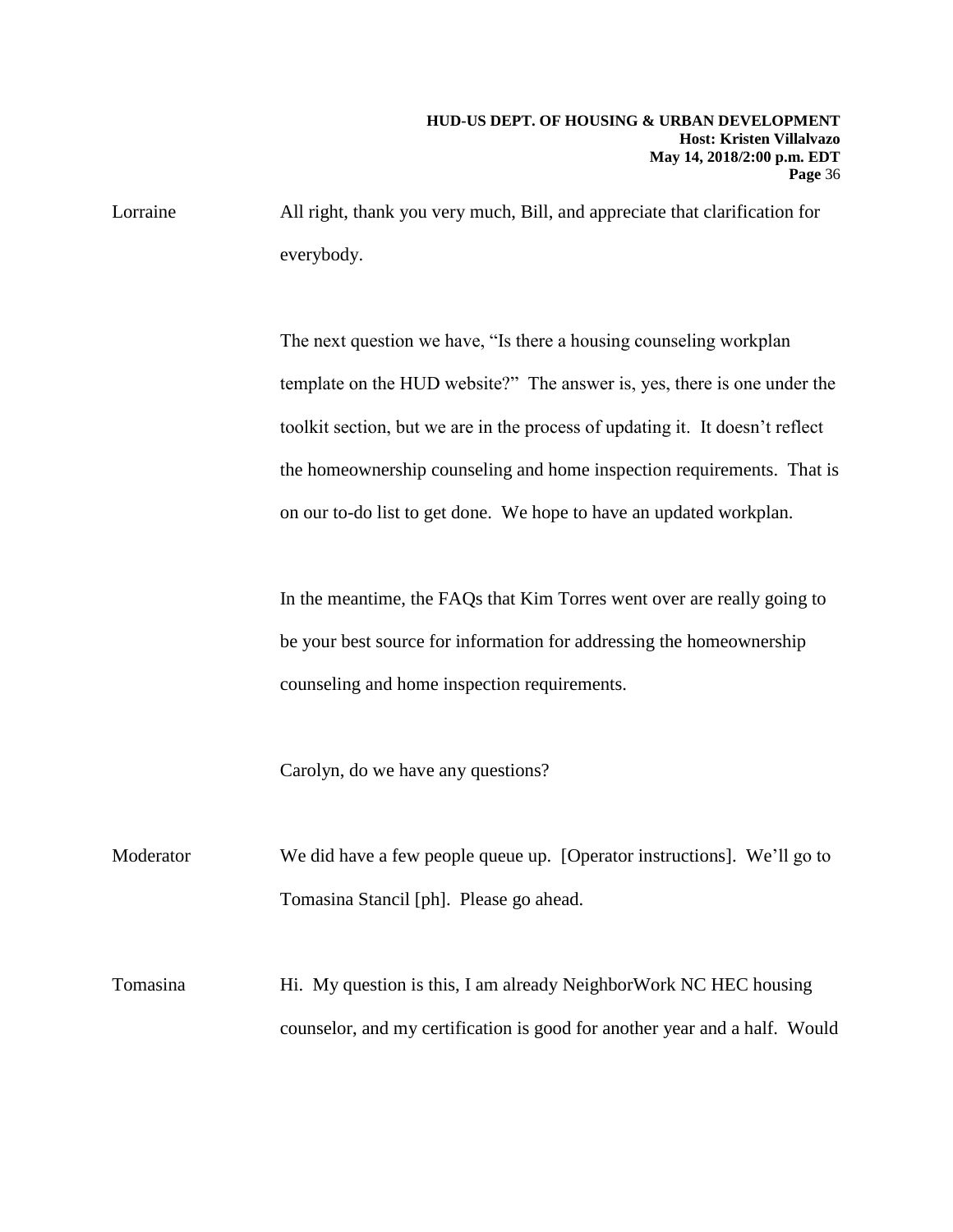Lorraine All right, thank you very much, Bill, and appreciate that clarification for everybody.

The next question we have, "Is there a housing counseling workplan template on the HUD website?" The answer is, yes, there is one under the toolkit section, but we are in the process of updating it. It doesn't reflect the homeownership counseling and home inspection requirements. That is on our to-do list to get done. We hope to have an updated workplan.

In the meantime, the FAQs that Kim Torres went over are really going to be your best source for information for addressing the homeownership counseling and home inspection requirements.

Carolyn, do we have any questions?

Moderator We did have a few people queue up. [Operator instructions]. We'll go to Tomasina Stancil [ph]. Please go ahead.

Tomasina Hi. My question is this, I am already NeighborWork NC HEC housing counselor, and my certification is good for another year and a half. Would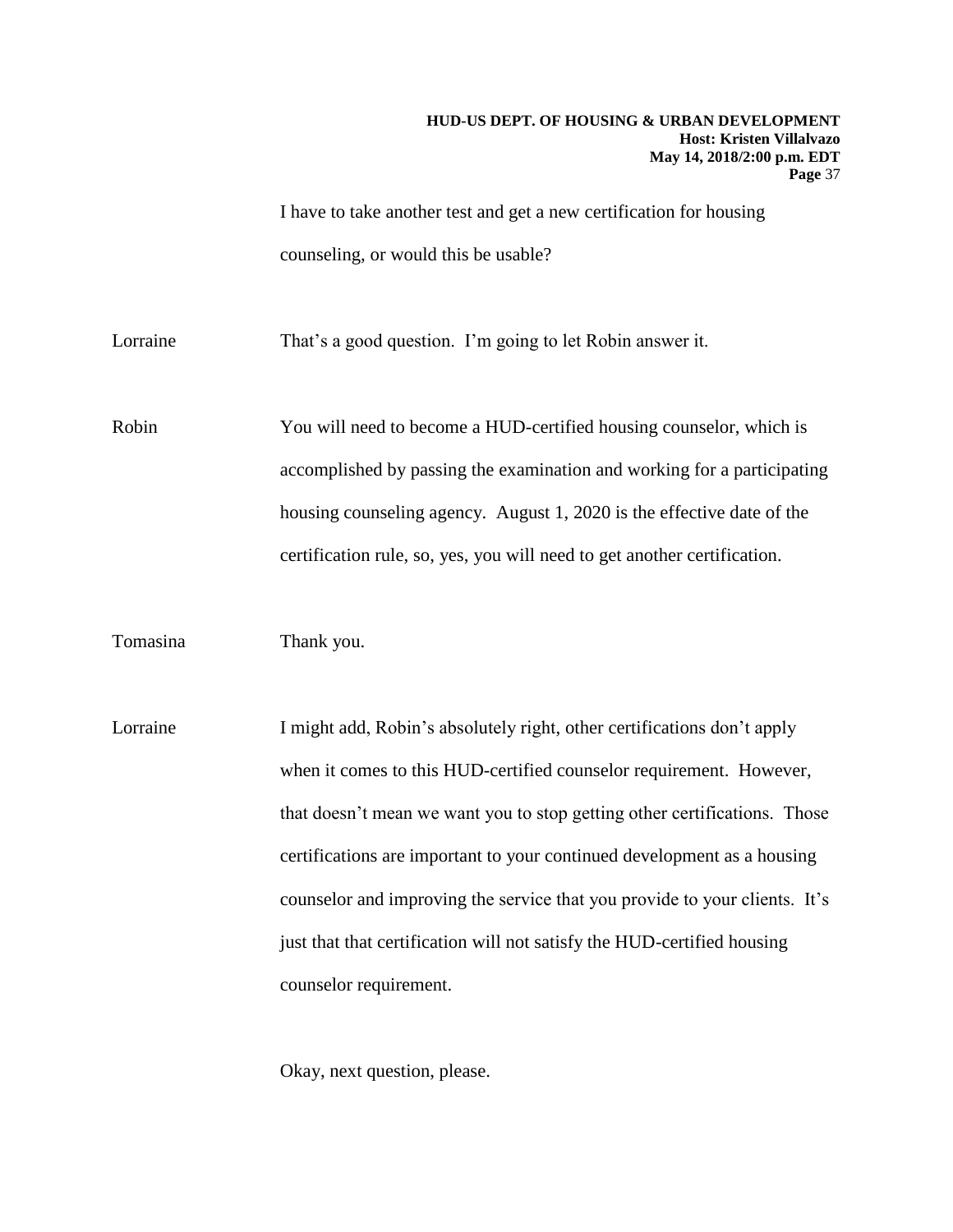I have to take another test and get a new certification for housing counseling, or would this be usable?

Lorraine That's a good question. I'm going to let Robin answer it.

Robin You will need to become a HUD-certified housing counselor, which is accomplished by passing the examination and working for a participating housing counseling agency. August 1, 2020 is the effective date of the certification rule, so, yes, you will need to get another certification.

Tomasina Thank you.

Lorraine I might add, Robin's absolutely right, other certifications don't apply when it comes to this HUD-certified counselor requirement. However, that doesn't mean we want you to stop getting other certifications. Those certifications are important to your continued development as a housing counselor and improving the service that you provide to your clients. It's just that that certification will not satisfy the HUD-certified housing counselor requirement.

Okay, next question, please.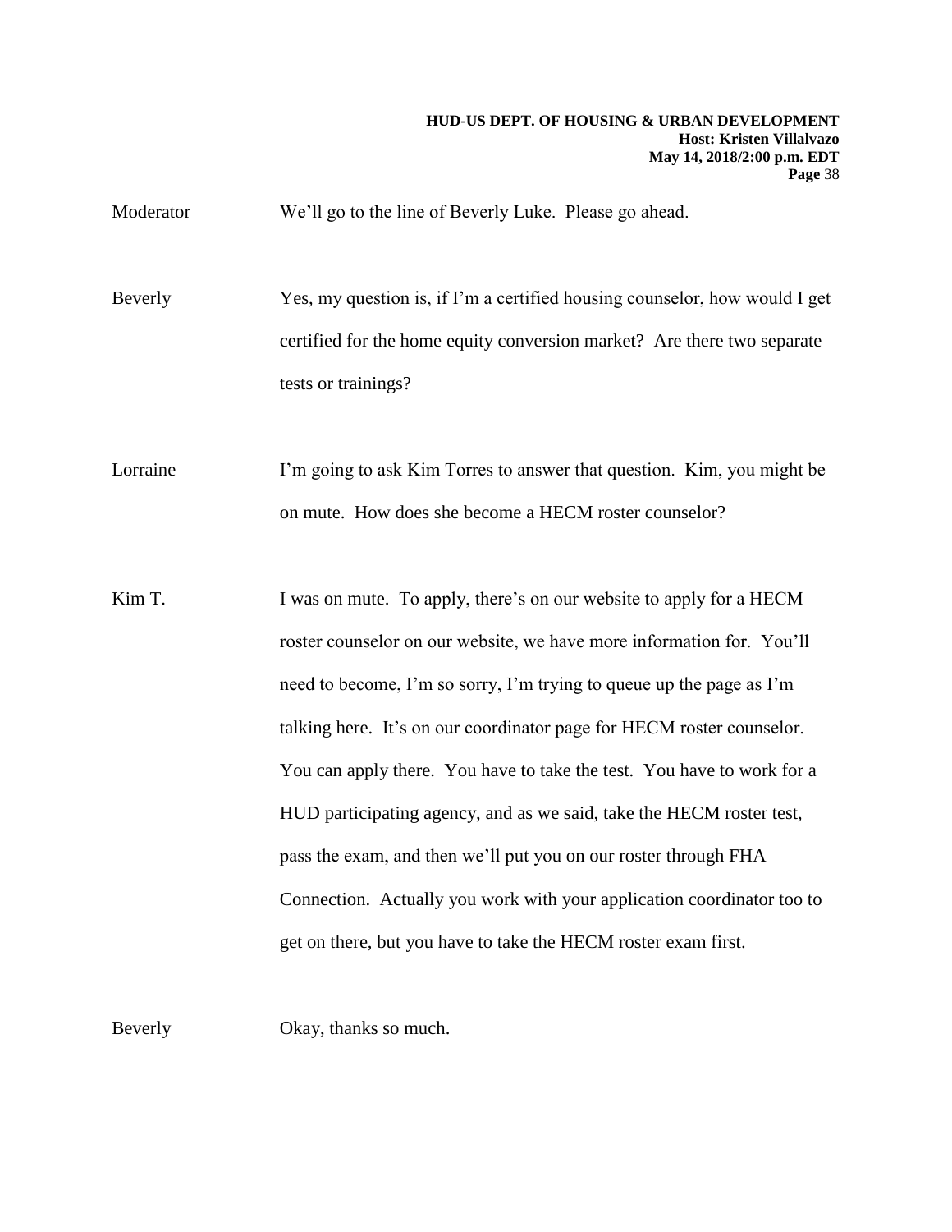Moderator We'll go to the line of Beverly Luke. Please go ahead.

Beverly Yes, my question is, if I'm a certified housing counselor, how would I get certified for the home equity conversion market? Are there two separate tests or trainings?

Lorraine I'm going to ask Kim Torres to answer that question. Kim, you might be on mute. How does she become a HECM roster counselor?

Kim T. I was on mute. To apply, there's on our website to apply for a HECM roster counselor on our website, we have more information for. You'll need to become, I'm so sorry, I'm trying to queue up the page as I'm talking here. It's on our coordinator page for HECM roster counselor. You can apply there. You have to take the test. You have to work for a HUD participating agency, and as we said, take the HECM roster test, pass the exam, and then we'll put you on our roster through FHA Connection. Actually you work with your application coordinator too to get on there, but you have to take the HECM roster exam first.

Beverly Okay, thanks so much.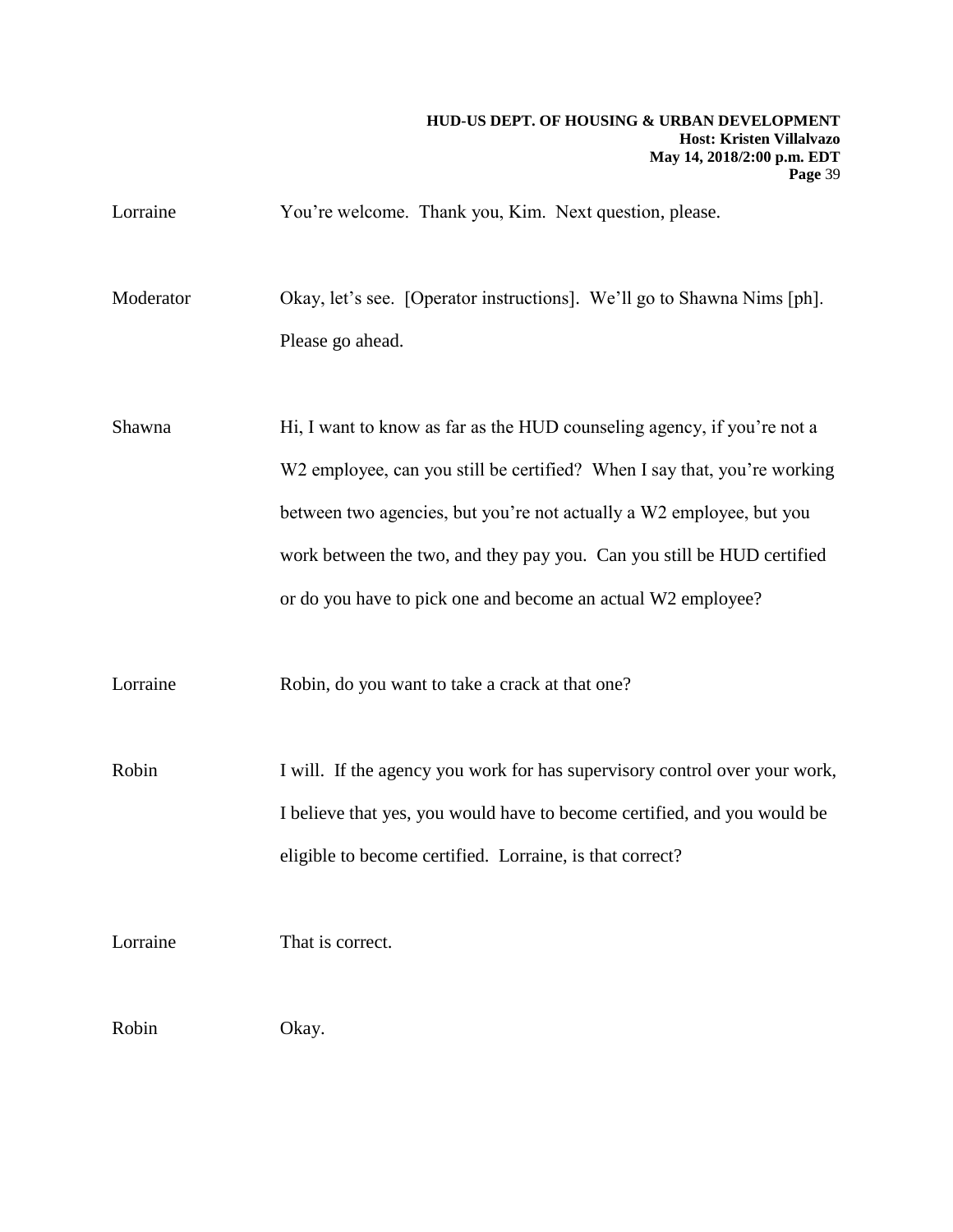Lorraine You're welcome. Thank you, Kim. Next question, please.

Moderator Okay, let's see. [Operator instructions]. We'll go to Shawna Nims [ph]. Please go ahead.

Shawna Hi, I want to know as far as the HUD counseling agency, if you're not a W2 employee, can you still be certified? When I say that, you're working between two agencies, but you're not actually a W2 employee, but you work between the two, and they pay you. Can you still be HUD certified or do you have to pick one and become an actual W2 employee?

Lorraine Robin, do you want to take a crack at that one?

Robin I will. If the agency you work for has supervisory control over your work, I believe that yes, you would have to become certified, and you would be eligible to become certified. Lorraine, is that correct?

Lorraine That is correct.

Robin Okay.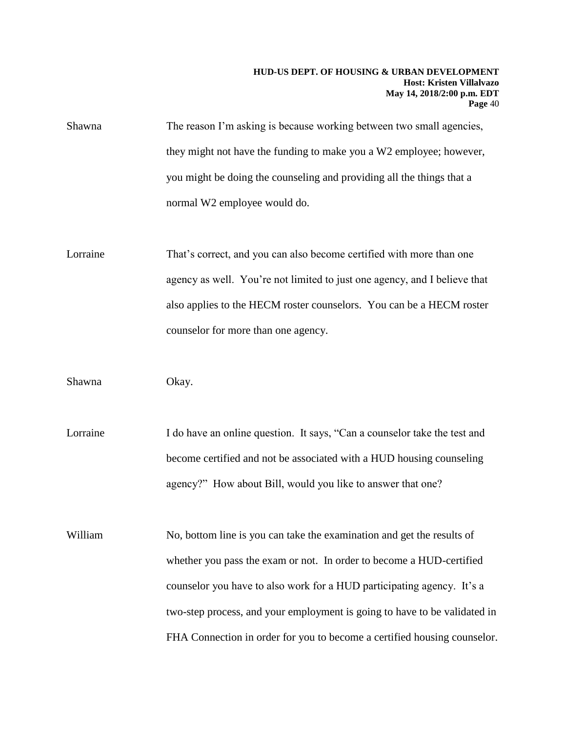Shawna The reason I'm asking is because working between two small agencies, they might not have the funding to make you a W2 employee; however, you might be doing the counseling and providing all the things that a normal W2 employee would do.

Lorraine That's correct, and you can also become certified with more than one agency as well. You're not limited to just one agency, and I believe that also applies to the HECM roster counselors. You can be a HECM roster counselor for more than one agency.

Shawna Okay.

Lorraine I do have an online question. It says, "Can a counselor take the test and become certified and not be associated with a HUD housing counseling agency?" How about Bill, would you like to answer that one?

William No, bottom line is you can take the examination and get the results of whether you pass the exam or not. In order to become a HUD-certified counselor you have to also work for a HUD participating agency. It's a two-step process, and your employment is going to have to be validated in FHA Connection in order for you to become a certified housing counselor.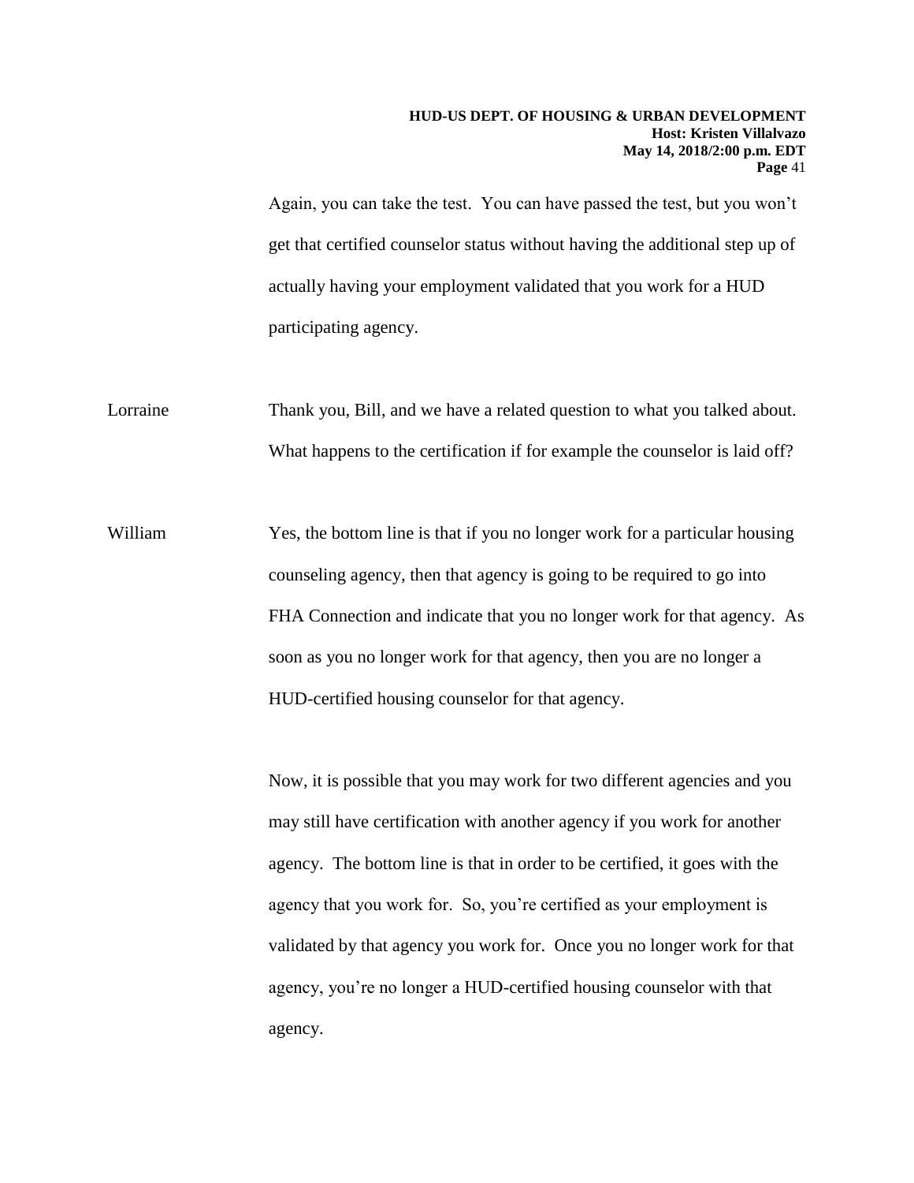Again, you can take the test. You can have passed the test, but you won't get that certified counselor status without having the additional step up of actually having your employment validated that you work for a HUD participating agency.

Lorraine Thank you, Bill, and we have a related question to what you talked about. What happens to the certification if for example the counselor is laid off?

William Yes, the bottom line is that if you no longer work for a particular housing counseling agency, then that agency is going to be required to go into FHA Connection and indicate that you no longer work for that agency. As soon as you no longer work for that agency, then you are no longer a HUD-certified housing counselor for that agency.

Now, it is possible that you may work for two different agencies and you may still have certification with another agency if you work for another agency. The bottom line is that in order to be certified, it goes with the agency that you work for. So, you're certified as your employment is validated by that agency you work for. Once you no longer work for that agency, you're no longer a HUD-certified housing counselor with that agency.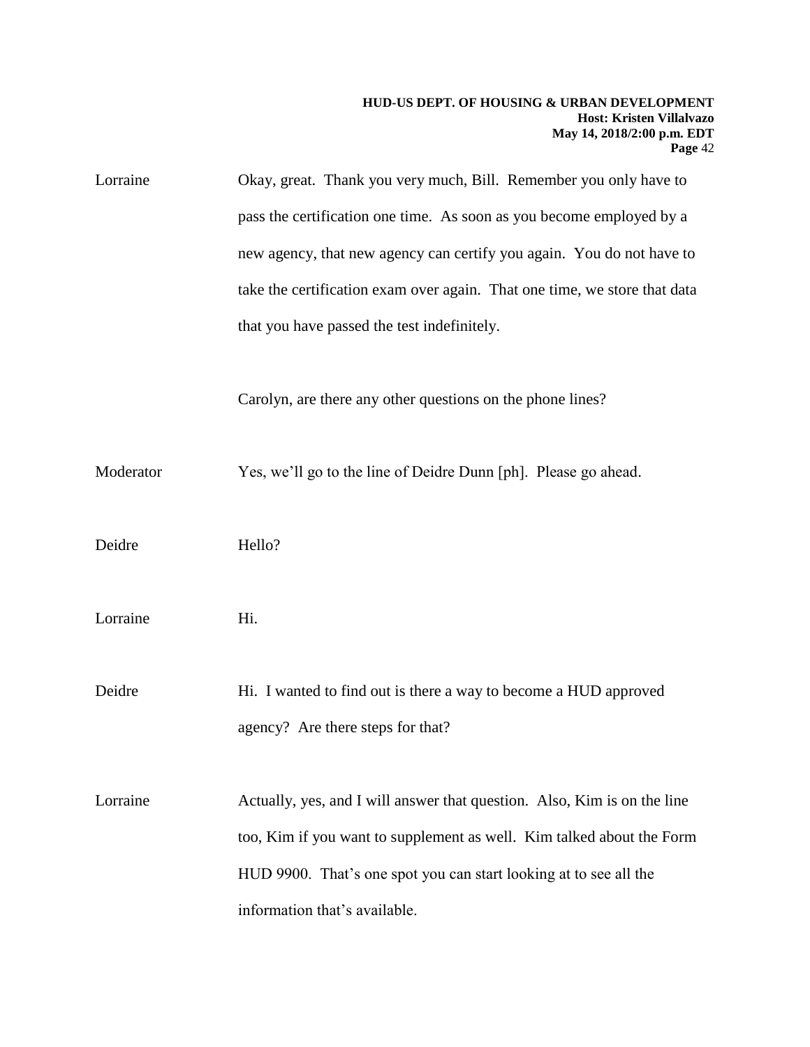Lorraine Okay, great. Thank you very much, Bill. Remember you only have to pass the certification one time. As soon as you become employed by a new agency, that new agency can certify you again. You do not have to take the certification exam over again. That one time, we store that data that you have passed the test indefinitely.

Carolyn, are there any other questions on the phone lines?

Moderator Yes, we'll go to the line of Deidre Dunn [ph]. Please go ahead.

Deidre Hello?

Lorraine Hi.

Deidre Hi. I wanted to find out is there a way to become a HUD approved agency? Are there steps for that?

Lorraine Actually, yes, and I will answer that question. Also, Kim is on the line too, Kim if you want to supplement as well. Kim talked about the Form HUD 9900. That's one spot you can start looking at to see all the information that's available.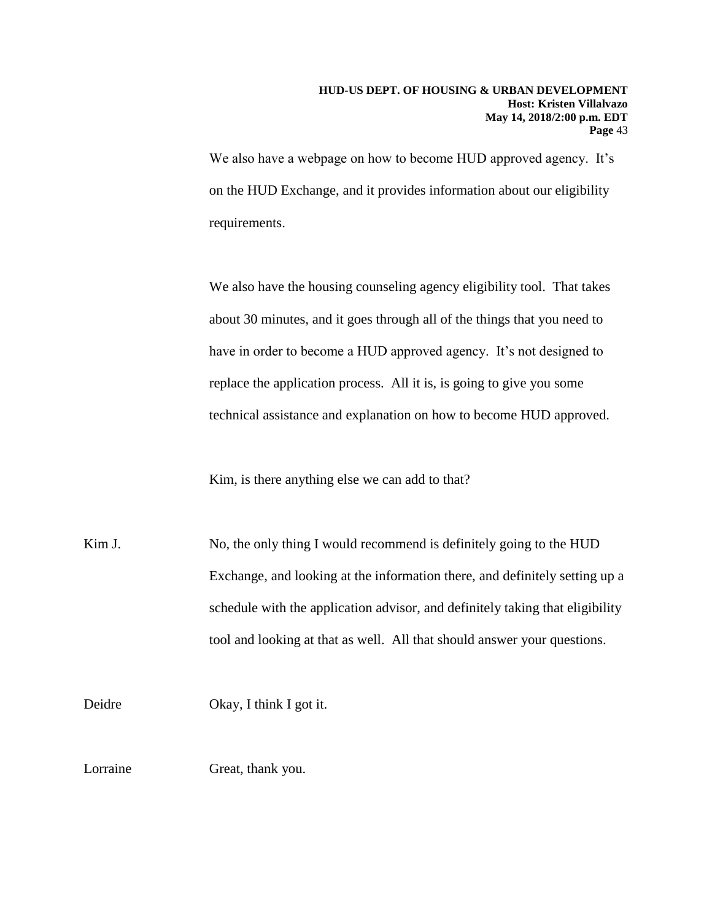We also have a webpage on how to become HUD approved agency. It's on the HUD Exchange, and it provides information about our eligibility requirements.

We also have the housing counseling agency eligibility tool. That takes about 30 minutes, and it goes through all of the things that you need to have in order to become a HUD approved agency. It's not designed to replace the application process. All it is, is going to give you some technical assistance and explanation on how to become HUD approved.

Kim, is there anything else we can add to that?

Kim J. No, the only thing I would recommend is definitely going to the HUD Exchange, and looking at the information there, and definitely setting up a schedule with the application advisor, and definitely taking that eligibility tool and looking at that as well. All that should answer your questions.

Deidre Okay, I think I got it.

Lorraine Great, thank you.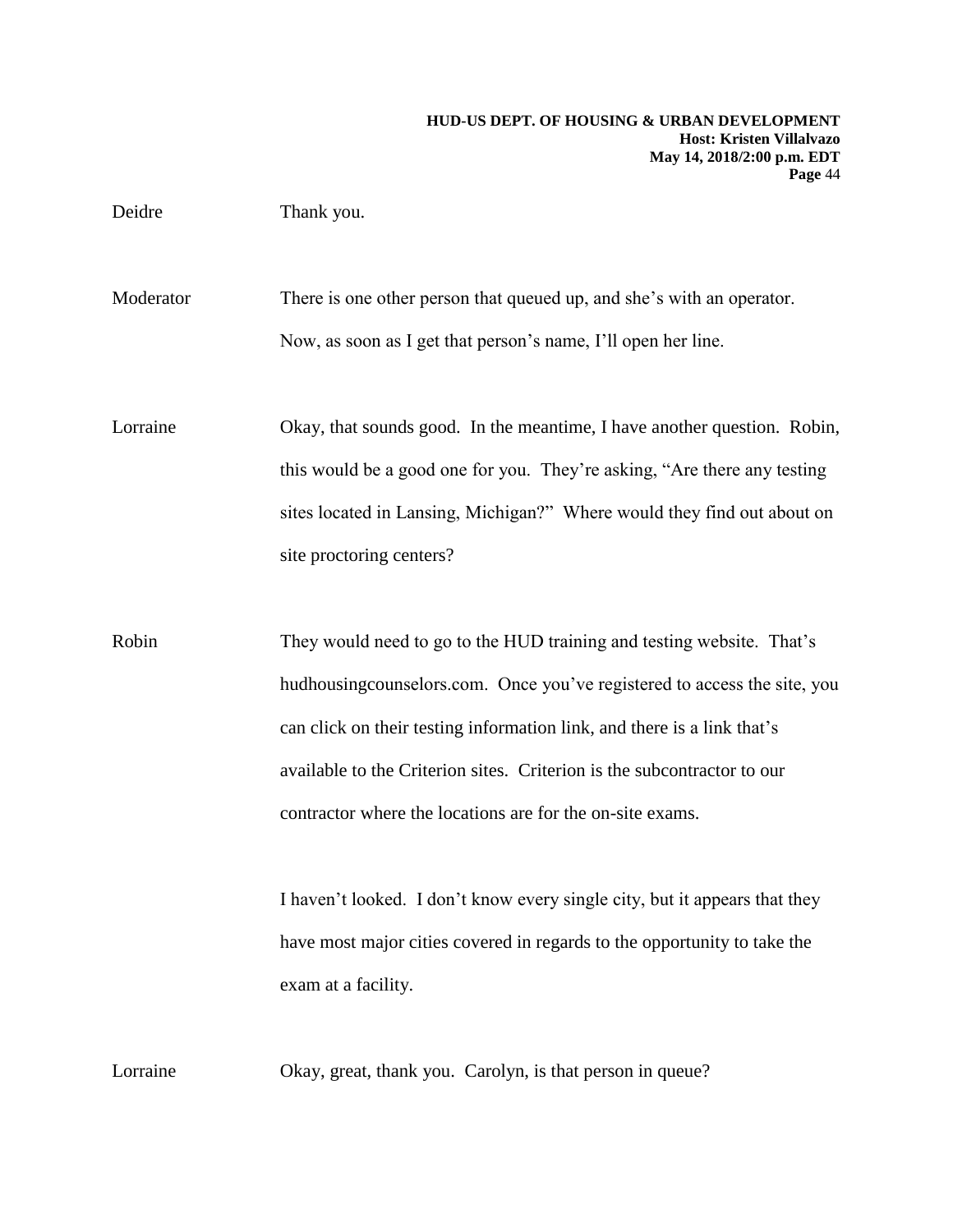Deidre Thank you.

Moderator There is one other person that queued up, and she's with an operator. Now, as soon as I get that person's name, I'll open her line.

Lorraine Okay, that sounds good. In the meantime, I have another question. Robin, this would be a good one for you. They're asking, "Are there any testing sites located in Lansing, Michigan?" Where would they find out about on site proctoring centers?

Robin They would need to go to the HUD training and testing website. That's hudhousingcounselors.com. Once you've registered to access the site, you can click on their testing information link, and there is a link that's available to the Criterion sites. Criterion is the subcontractor to our contractor where the locations are for the on-site exams.

I haven't looked. I don't know every single city, but it appears that they have most major cities covered in regards to the opportunity to take the exam at a facility.

Lorraine Okay, great, thank you. Carolyn, is that person in queue?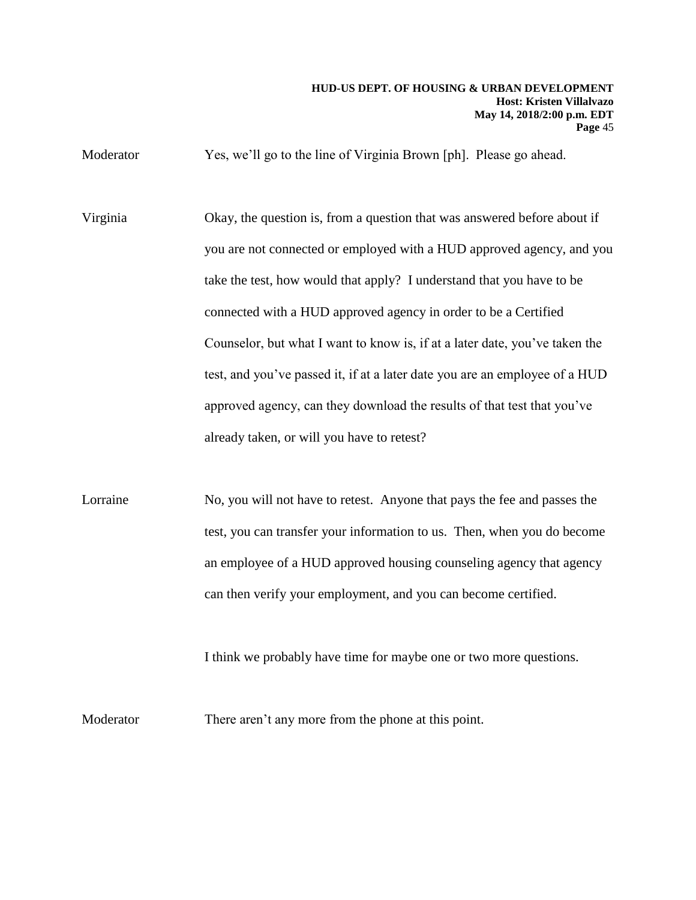Moderator Yes, we'll go to the line of Virginia Brown [ph]. Please go ahead.

Virginia Okay, the question is, from a question that was answered before about if you are not connected or employed with a HUD approved agency, and you take the test, how would that apply? I understand that you have to be connected with a HUD approved agency in order to be a Certified Counselor, but what I want to know is, if at a later date, you've taken the test, and you've passed it, if at a later date you are an employee of a HUD approved agency, can they download the results of that test that you've already taken, or will you have to retest?

Lorraine No, you will not have to retest. Anyone that pays the fee and passes the test, you can transfer your information to us. Then, when you do become an employee of a HUD approved housing counseling agency that agency can then verify your employment, and you can become certified.

I think we probably have time for maybe one or two more questions.

Moderator There aren't any more from the phone at this point.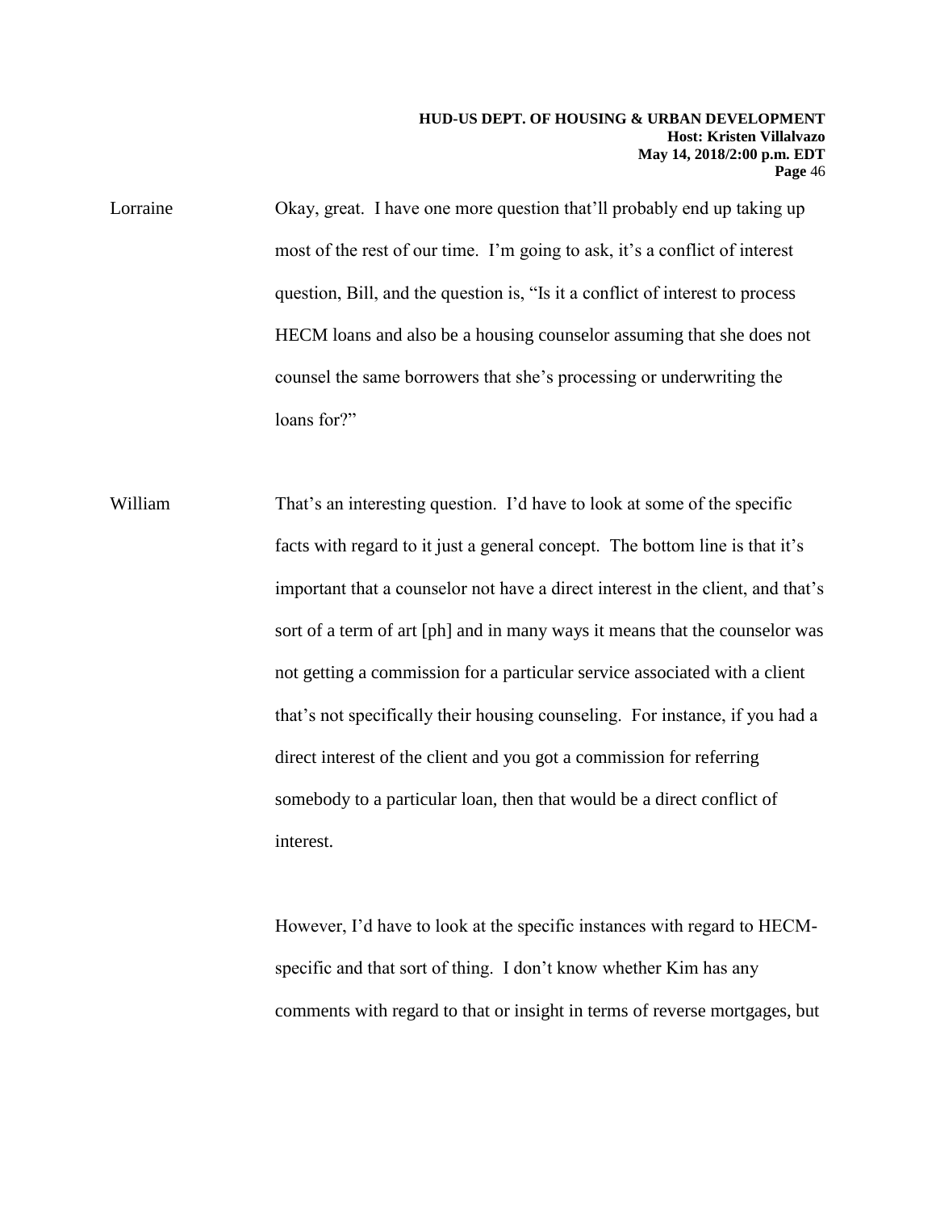Lorraine Okay, great. I have one more question that'll probably end up taking up most of the rest of our time. I'm going to ask, it's a conflict of interest question, Bill, and the question is, "Is it a conflict of interest to process HECM loans and also be a housing counselor assuming that she does not counsel the same borrowers that she's processing or underwriting the loans for?"

William That's an interesting question. I'd have to look at some of the specific facts with regard to it just a general concept. The bottom line is that it's important that a counselor not have a direct interest in the client, and that's sort of a term of art [ph] and in many ways it means that the counselor was not getting a commission for a particular service associated with a client that's not specifically their housing counseling. For instance, if you had a direct interest of the client and you got a commission for referring somebody to a particular loan, then that would be a direct conflict of interest.

However, I'd have to look at the specific instances with regard to HECM-specific and that sort of thing. I don't know whether Kim has any comments with regard to that or insight in terms of reverse mortgages, but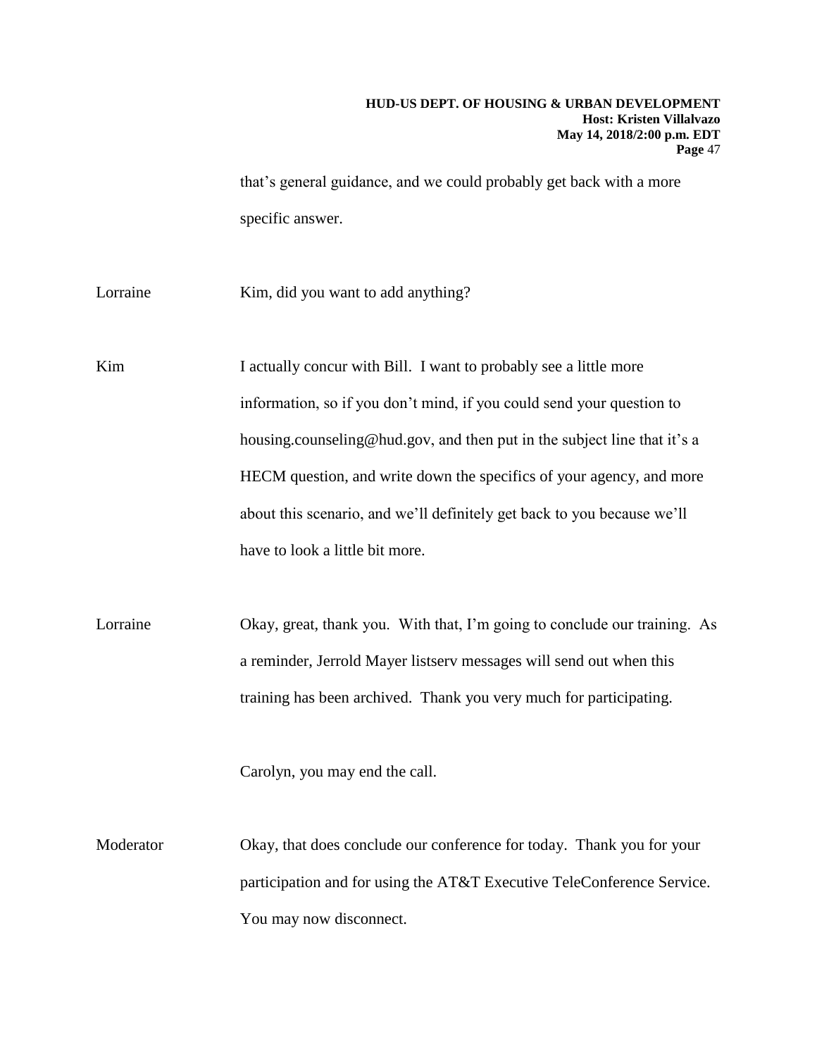that's general guidance, and we could probably get back with a more specific answer.

Lorraine Kim, did you want to add anything?

Kim I actually concur with Bill. I want to probably see a little more information, so if you don't mind, if you could send your question to housing.counseling@hud.gov, and then put in the subject line that it's a HECM question, and write down the specifics of your agency, and more about this scenario, and we'll definitely get back to you because we'll have to look a little bit more.

Lorraine Okay, great, thank you. With that, I'm going to conclude our training. As a reminder, Jerrold Mayer listserv messages will send out when this training has been archived. Thank you very much for participating.

Carolyn, you may end the call.

Moderator Okay, that does conclude our conference for today. Thank you for your participation and for using the AT&T Executive TeleConference Service. You may now disconnect.